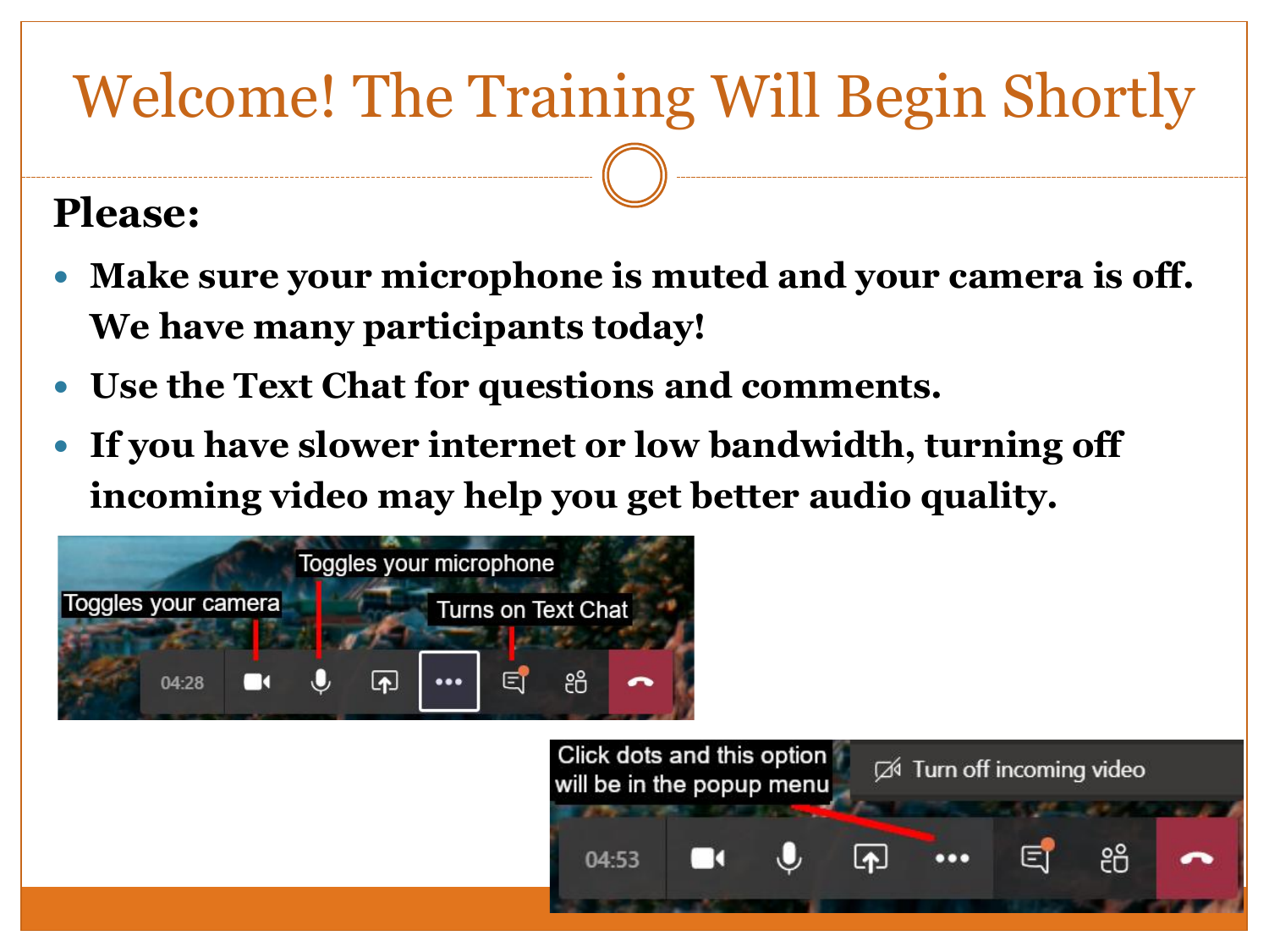# Welcome! The Training Will Begin Shortly

**Please:**

- **Make sure your microphone is muted and your camera is off. We have many participants today!**
- **Use the Text Chat for questions and comments.**
- **If you have slower internet or low bandwidth, turning off incoming video may help you get better audio quality.**

Toggles your camera

Toggles your microphone

Turns on Text Chat

Click dots and this option will be in the popup menu

Turn off incoming video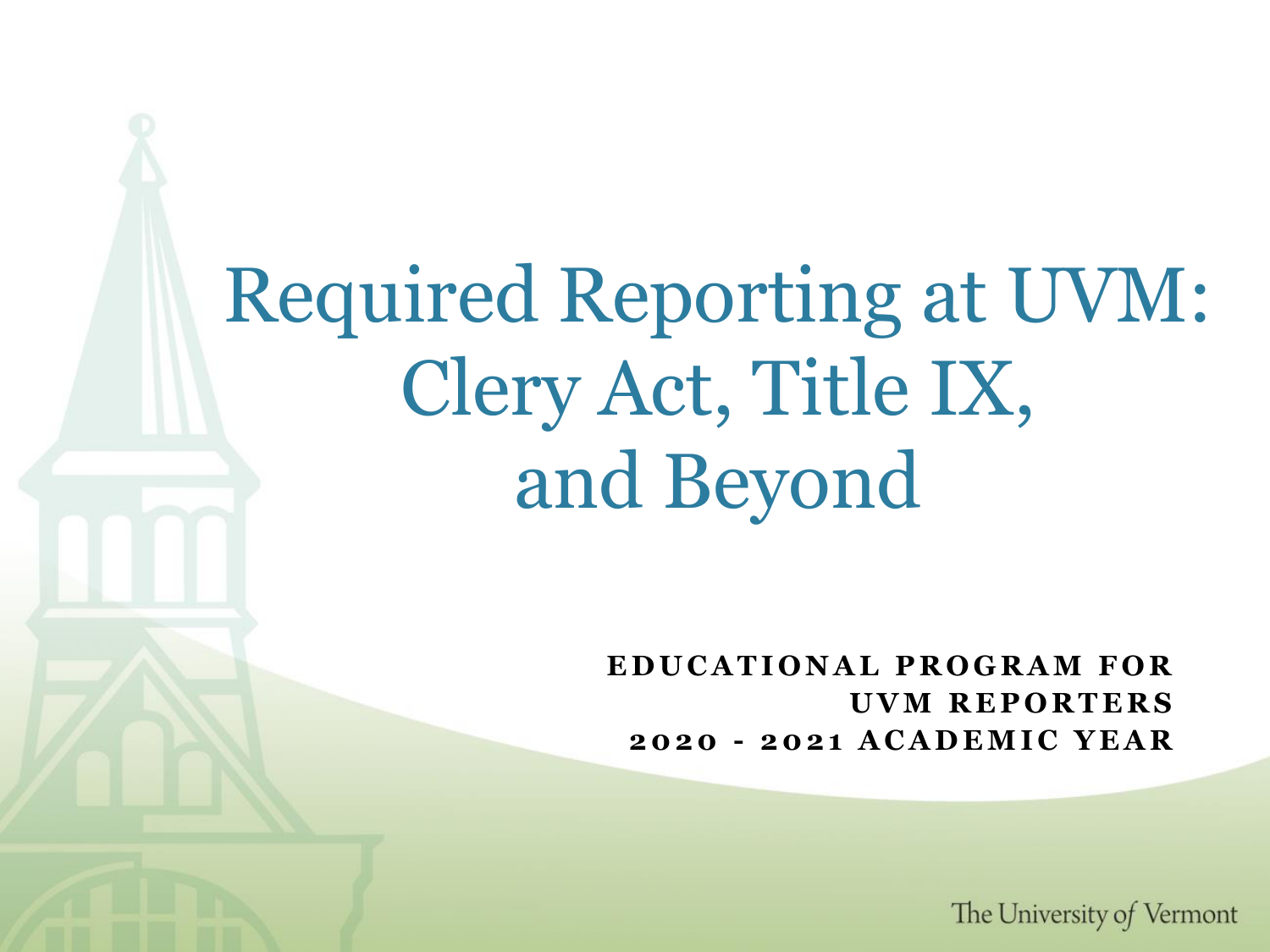# Required Reporting at UVM: Clery Act, Title IX, and Beyond

**EDUCATIONAL PROGRAM FOR UVM REPORTERS**
**2020 - 2021 ACADEMIC YEAR**

The University of Vermont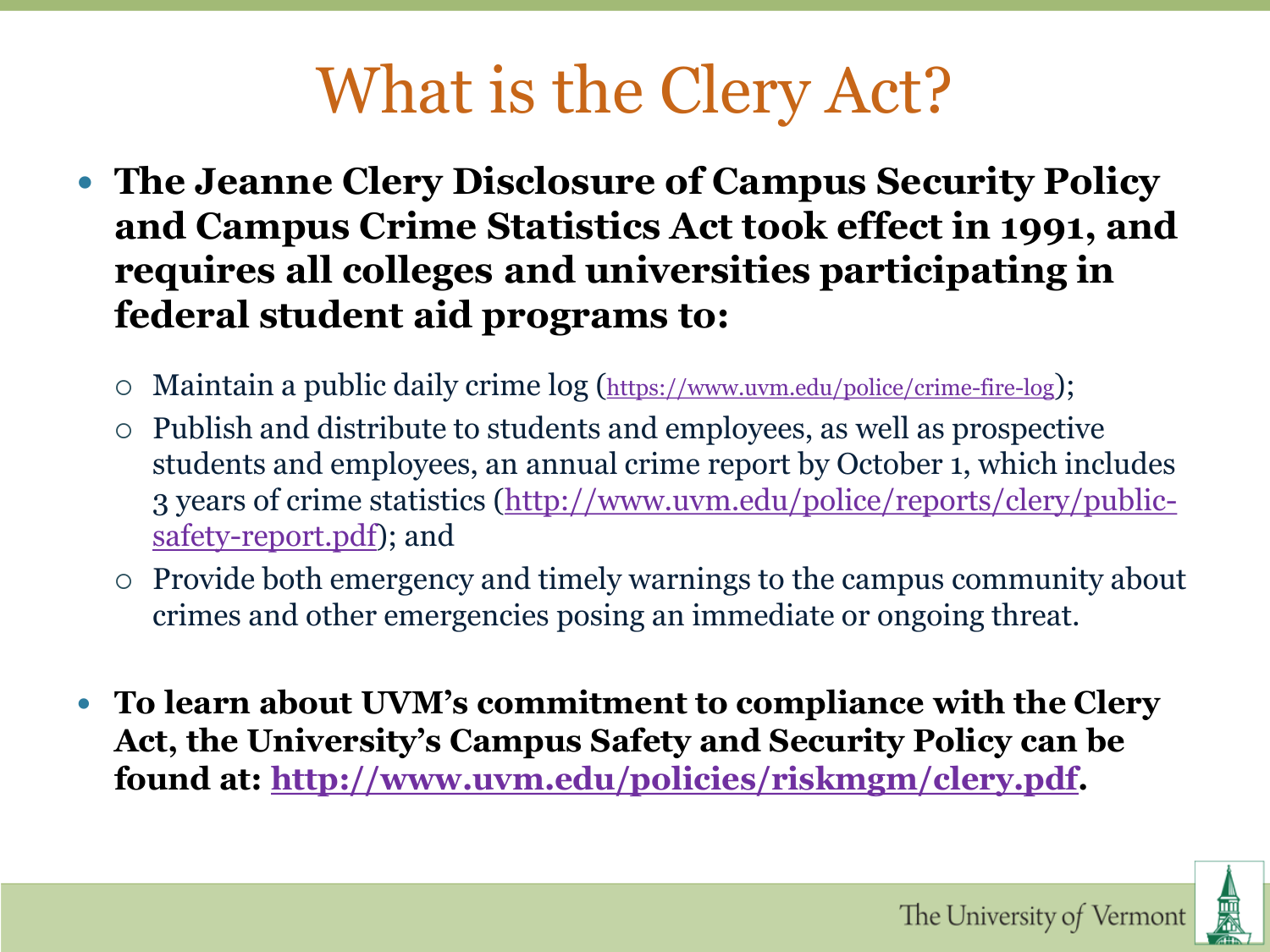# What is the Clery Act?

- **The Jeanne Clery Disclosure of Campus Security Policy and Campus Crime Statistics Act took effect in 1991, and requires all colleges and universities participating in federal student aid programs to:**
  - Maintain a public daily crime log (https://www.uvm.edu/police/crime-fire-log);
  - Publish and distribute to students and employees, as well as prospective students and employees, an annual crime report by October 1, which includes 3 years of crime statistics (http://www.uvm.edu/police/reports/clery/public-safety-report.pdf); and
  - Provide both emergency and timely warnings to the campus community about crimes and other emergencies posing an immediate or ongoing threat.

- **To learn about UVM's commitment to compliance with the Clery Act, the University's Campus Safety and Security Policy can be found at: http://www.uvm.edu/policies/riskmgm/clery.pdf.**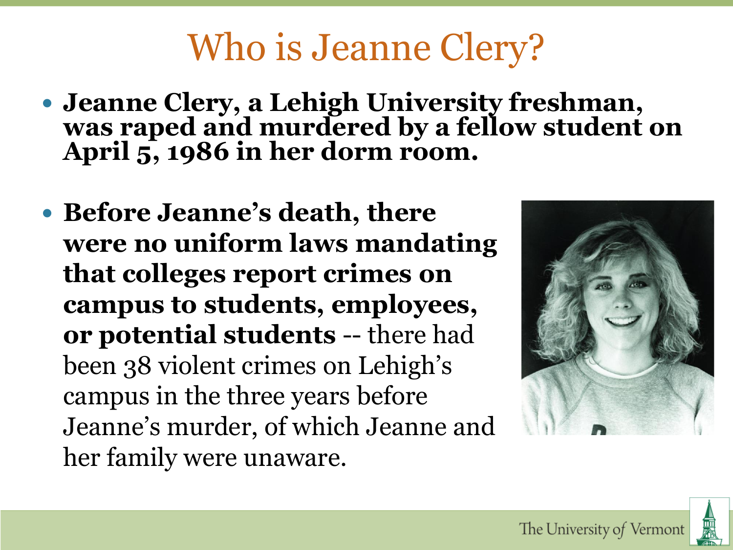# Who is Jeanne Clery?

- **Jeanne Clery, a Lehigh University freshman, was raped and murdered by a fellow student on April 5, 1986 in her dorm room.**
- **Before Jeanne's death, there were no uniform laws mandating that colleges report crimes on campus to students, employees, or potential students** -- there had been 38 violent crimes on Lehigh's campus in the three years before Jeanne's murder, of which Jeanne and her family were unaware.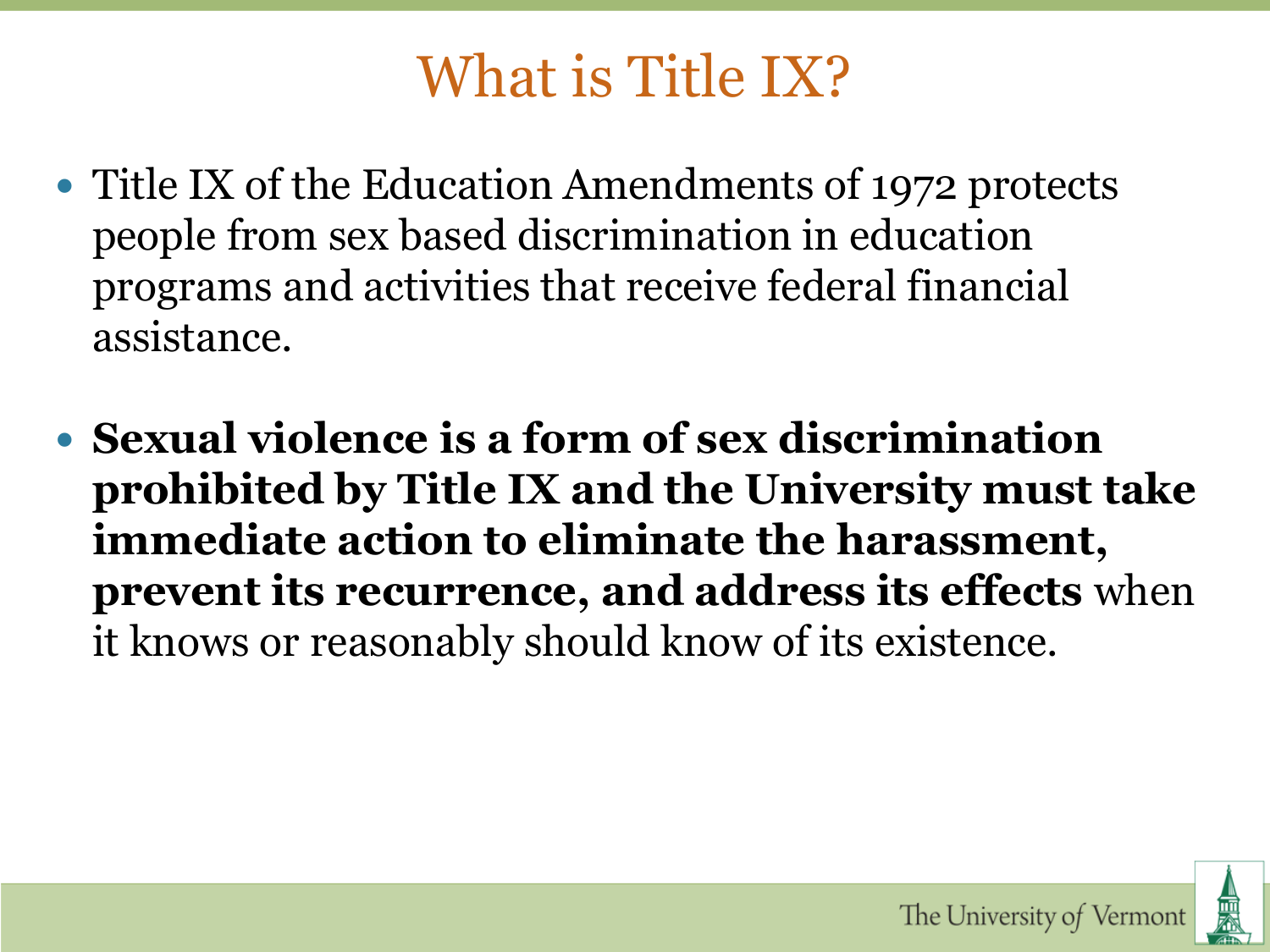# What is Title IX?

- Title IX of the Education Amendments of 1972 protects people from sex based discrimination in education programs and activities that receive federal financial assistance.

- **Sexual violence is a form of sex discrimination prohibited by Title IX and the University must take immediate action to eliminate the harassment, prevent its recurrence, and address its effects** when it knows or reasonably should know of its existence.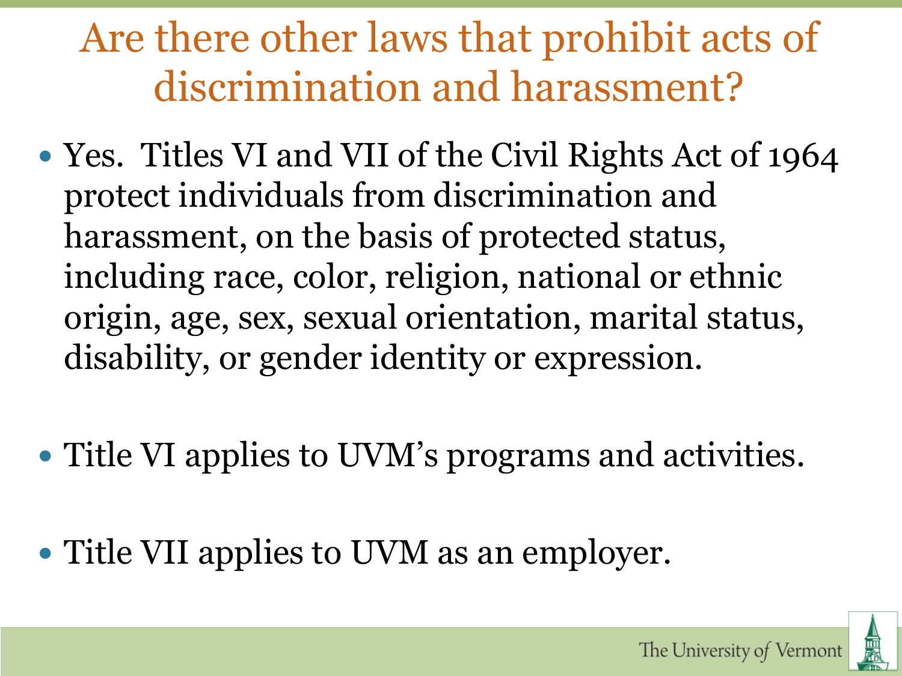# Are there other laws that prohibit acts of discrimination and harassment?

- Yes. Titles VI and VII of the Civil Rights Act of 1964 protect individuals from discrimination and harassment, on the basis of protected status, including race, color, religion, national or ethnic origin, age, sex, sexual orientation, marital status, disability, or gender identity or expression.

- Title VI applies to UVM's programs and activities.

- Title VII applies to UVM as an employer.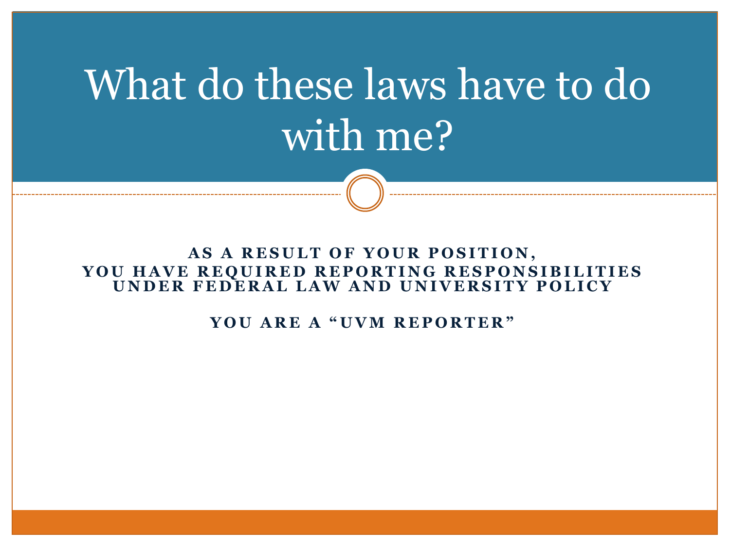# What do these laws have to do with me?

**AS A RESULT OF YOUR POSITION, YOU HAVE REQUIRED REPORTING RESPONSIBILITIES UNDER FEDERAL LAW AND UNIVERSITY POLICY**

**YOU ARE A "UVM REPORTER"**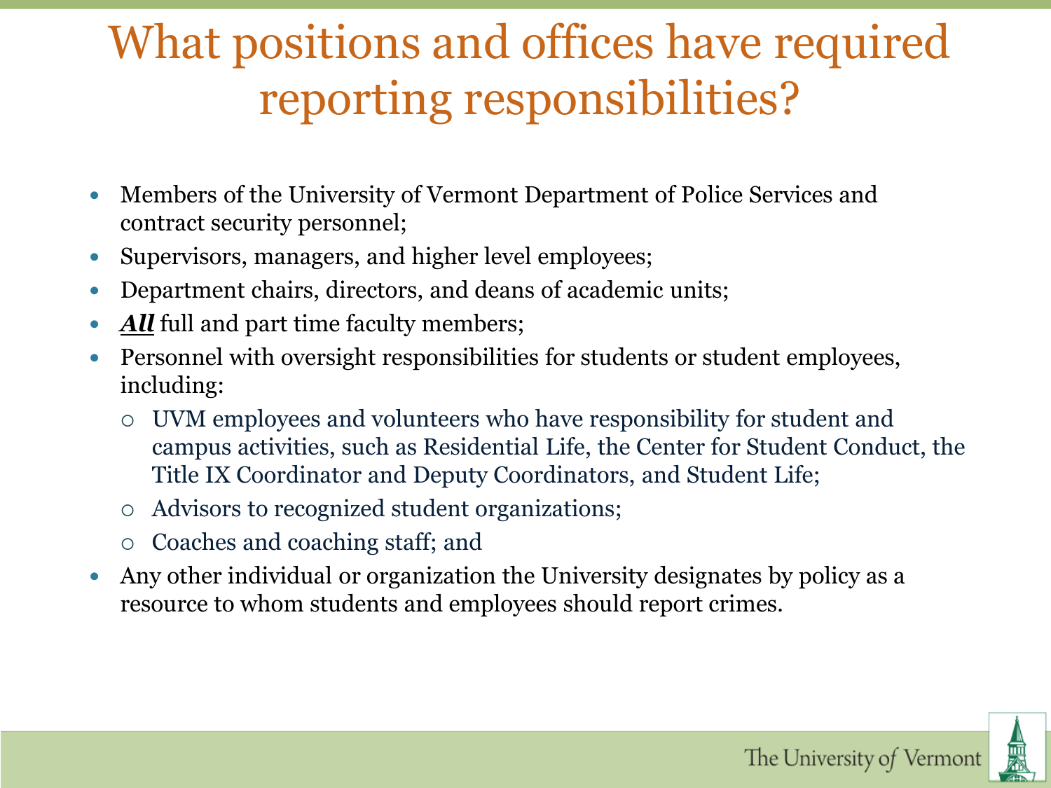# What positions and offices have required reporting responsibilities?

- Members of the University of Vermont Department of Police Services and contract security personnel;
- Supervisors, managers, and higher level employees;
- Department chairs, directors, and deans of academic units;
- ***All*** full and part time faculty members;
- Personnel with oversight responsibilities for students or student employees, including:
  - UVM employees and volunteers who have responsibility for student and campus activities, such as Residential Life, the Center for Student Conduct, the Title IX Coordinator and Deputy Coordinators, and Student Life;
  - Advisors to recognized student organizations;
  - Coaches and coaching staff; and
- Any other individual or organization the University designates by policy as a resource to whom students and employees should report crimes.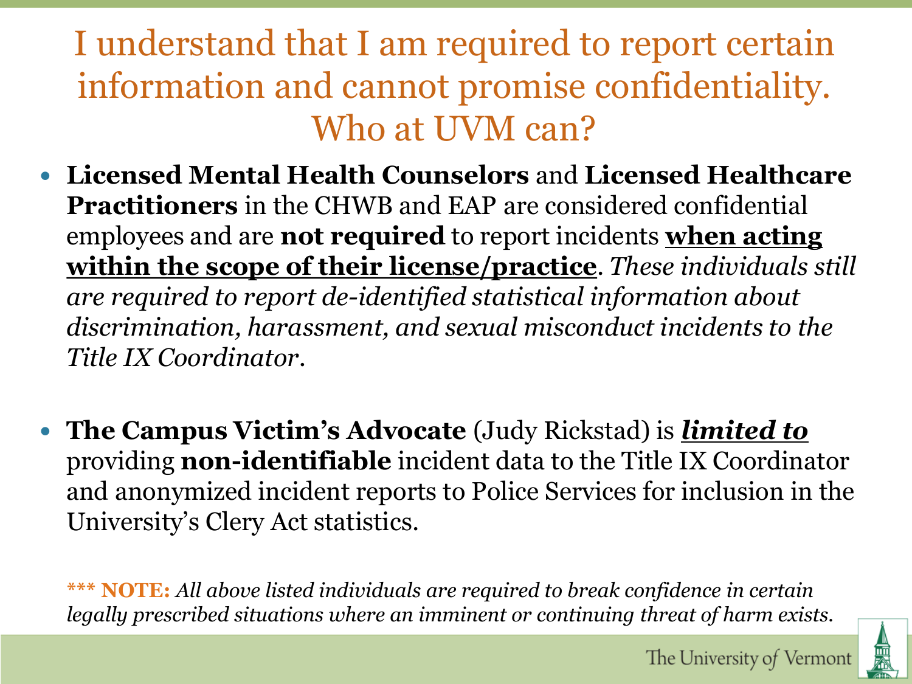# I understand that I am required to report certain information and cannot promise confidentiality. Who at UVM can?

- **Licensed Mental Health Counselors** and **Licensed Healthcare Practitioners** in the CHWB and EAP are considered confidential employees and are **not required** to report incidents <u>**when acting within the scope of their license/practice**</u>. *These individuals still are required to report de-identified statistical information about discrimination, harassment, and sexual misconduct incidents to the Title IX Coordinator.*

- **The Campus Victim's Advocate** (Judy Rickstad) is ***<u>limited to</u>*** providing **non-identifiable** incident data to the Title IX Coordinator and anonymized incident reports to Police Services for inclusion in the University's Clery Act statistics.

*** **NOTE:** *All above listed individuals are required to break confidence in certain legally prescribed situations where an imminent or continuing threat of harm exists.*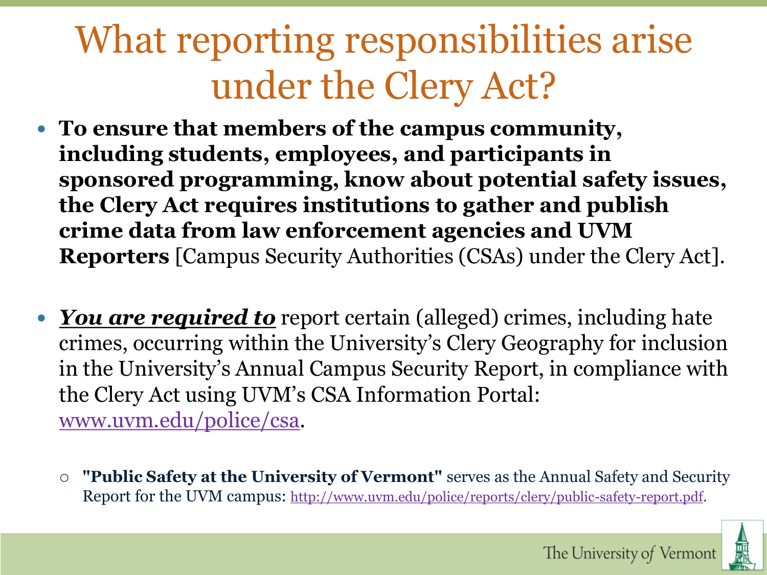# What reporting responsibilities arise under the Clery Act?

- **To ensure that members of the campus community, including students, employees, and participants in sponsored programming, know about potential safety issues, the Clery Act requires institutions to gather and publish crime data from law enforcement agencies and UVM Reporters** [Campus Security Authorities (CSAs) under the Clery Act].

- ***You are required to*** report certain (alleged) crimes, including hate crimes, occurring within the University's Clery Geography for inclusion in the University's Annual Campus Security Report, in compliance with the Clery Act using UVM's CSA Information Portal: [www.uvm.edu/police/csa](www.uvm.edu/police/csa).

  - **"Public Safety at the University of Vermont"** serves as the Annual Safety and Security Report for the UVM campus: [http://www.uvm.edu/police/reports/clery/public-safety-report.pdf](http://www.uvm.edu/police/reports/clery/public-safety-report.pdf).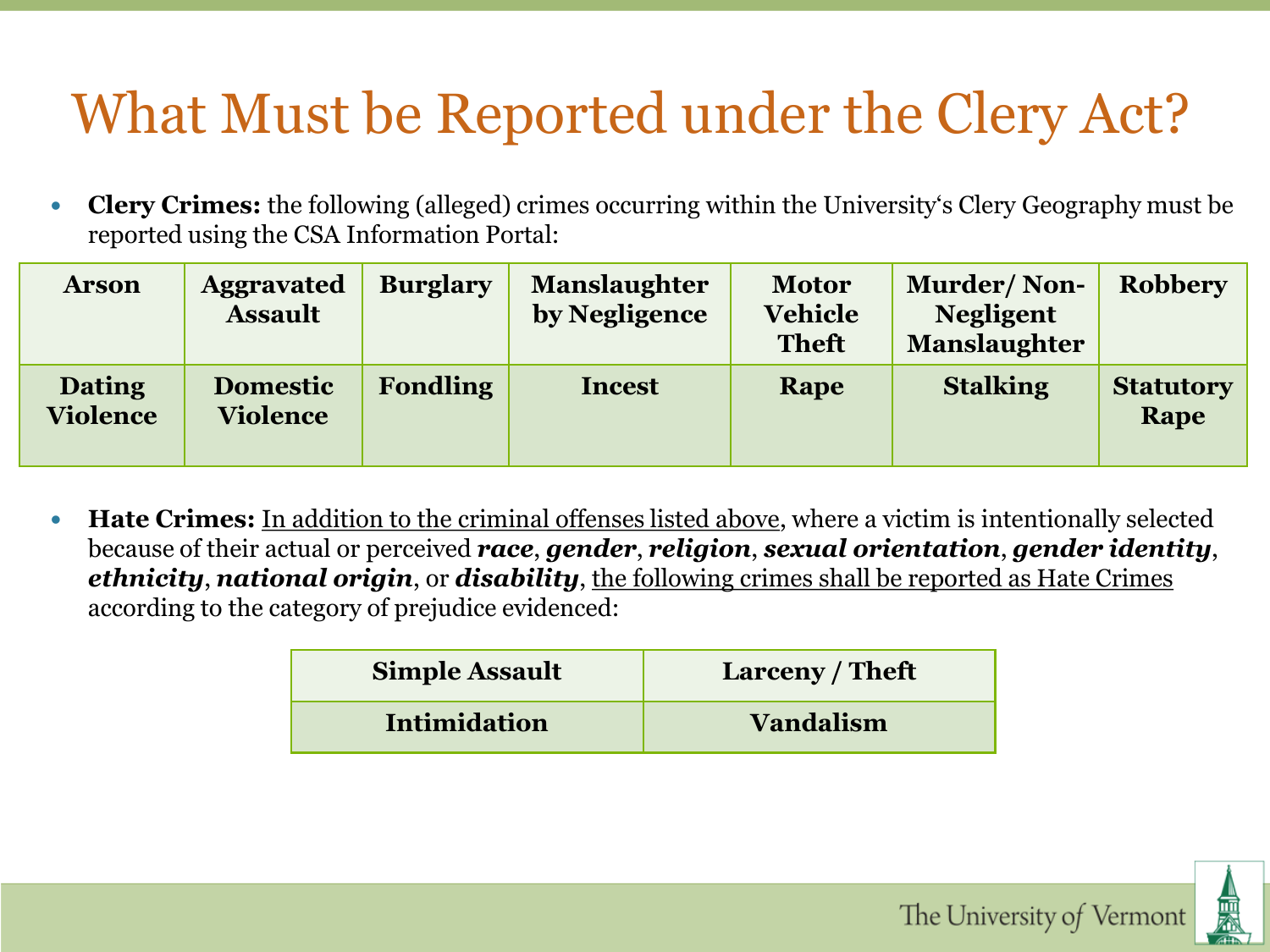# What Must be Reported under the Clery Act?

- **Clery Crimes:** the following (alleged) crimes occurring within the University's Clery Geography must be reported using the CSA Information Portal:

| Arson | Aggravated Assault | Burglary | Manslaughter by Negligence | Motor Vehicle Theft | Murder/ Non-Negligent Manslaughter | Robbery |
|---|---|---|---|---|---|---|
| Dating Violence | Domestic Violence | Fondling | Incest | Rape | Stalking | Statutory Rape |

- **Hate Crimes:** In addition to the criminal offenses listed above, where a victim is intentionally selected because of their actual or perceived ***race***, ***gender***, ***religion***, ***sexual orientation***, ***gender identity***, ***ethnicity***, ***national origin***, or ***disability***, the following crimes shall be reported as Hate Crimes according to the category of prejudice evidenced:

| Simple Assault | Larceny / Theft |
|---|---|
| Intimidation | Vandalism |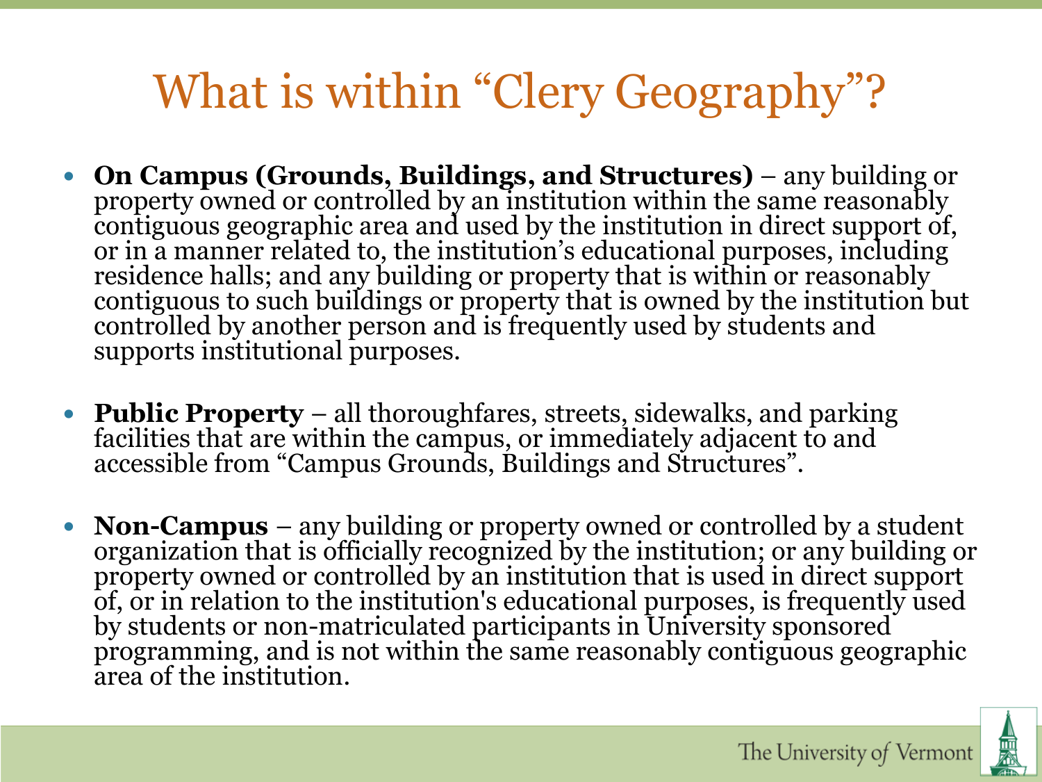# What is within "Clery Geography"?

- **On Campus (Grounds, Buildings, and Structures)** – any building or property owned or controlled by an institution within the same reasonably contiguous geographic area and used by the institution in direct support of, or in a manner related to, the institution's educational purposes, including residence halls; and any building or property that is within or reasonably contiguous to such buildings or property that is owned by the institution but controlled by another person and is frequently used by students and supports institutional purposes.

- **Public Property** – all thoroughfares, streets, sidewalks, and parking facilities that are within the campus, or immediately adjacent to and accessible from "Campus Grounds, Buildings and Structures".

- **Non-Campus** – any building or property owned or controlled by a student organization that is officially recognized by the institution; or any building or property owned or controlled by an institution that is used in direct support of, or in relation to the institution's educational purposes, is frequently used by students or non-matriculated participants in University sponsored programming, and is not within the same reasonably contiguous geographic area of the institution.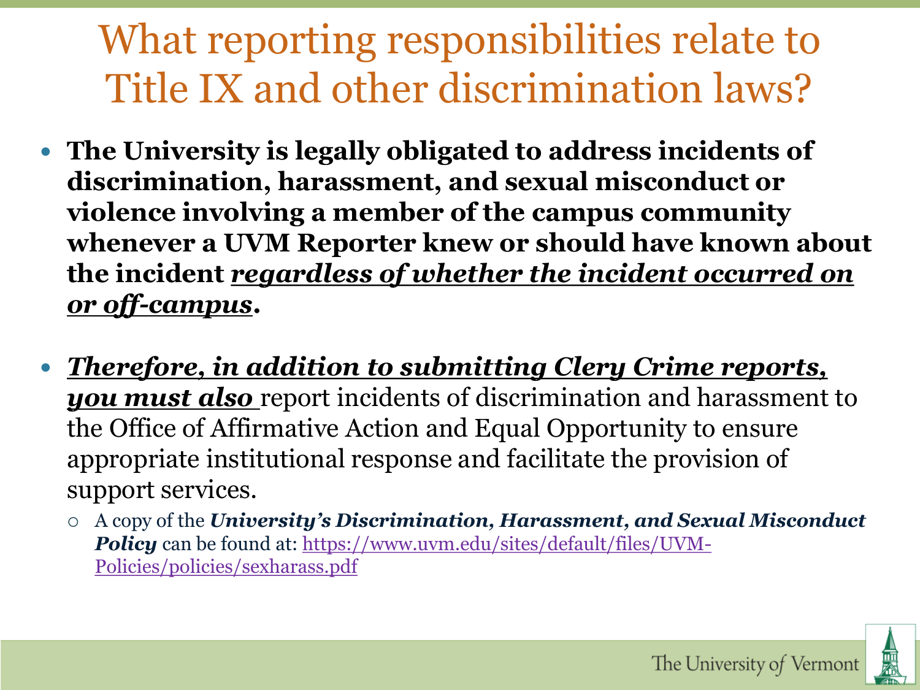# What reporting responsibilities relate to Title IX and other discrimination laws?

- **The University is legally obligated to address incidents of discrimination, harassment, and sexual misconduct or violence involving a member of the campus community whenever a UVM Reporter knew or should have known about the incident *regardless of whether the incident occurred on or off-campus*.**

- ***Therefore, in addition to submitting Clery Crime reports, you must also*** report incidents of discrimination and harassment to the Office of Affirmative Action and Equal Opportunity to ensure appropriate institutional response and facilitate the provision of support services.
  - A copy of the ***University's Discrimination, Harassment, and Sexual Misconduct Policy*** can be found at: https://www.uvm.edu/sites/default/files/UVM-Policies/policies/sexharass.pdf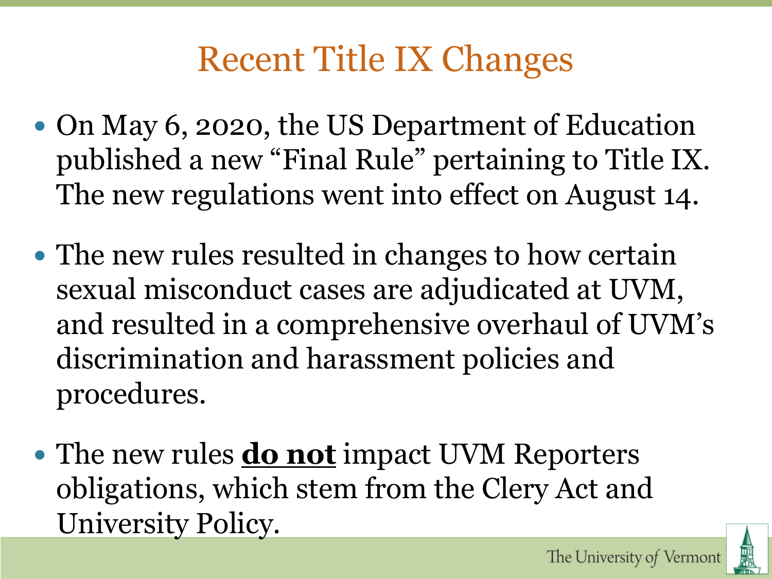# Recent Title IX Changes

- On May 6, 2020, the US Department of Education published a new "Final Rule" pertaining to Title IX. The new regulations went into effect on August 14.

- The new rules resulted in changes to how certain sexual misconduct cases are adjudicated at UVM, and resulted in a comprehensive overhaul of UVM's discrimination and harassment policies and procedures.

- The new rules **do not** impact UVM Reporters obligations, which stem from the Clery Act and University Policy.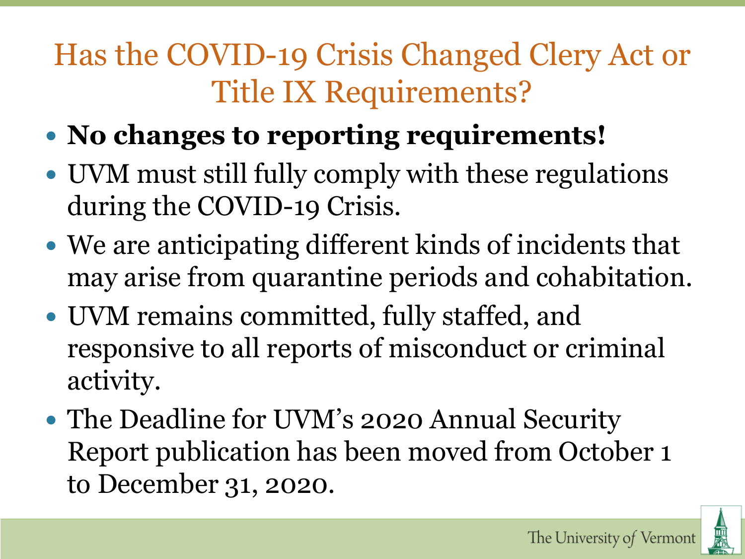# Has the COVID-19 Crisis Changed Clery Act or Title IX Requirements?

- **No changes to reporting requirements!**
- UVM must still fully comply with these regulations during the COVID-19 Crisis.
- We are anticipating different kinds of incidents that may arise from quarantine periods and cohabitation.
- UVM remains committed, fully staffed, and responsive to all reports of misconduct or criminal activity.
- The Deadline for UVM's 2020 Annual Security Report publication has been moved from October 1 to December 31, 2020.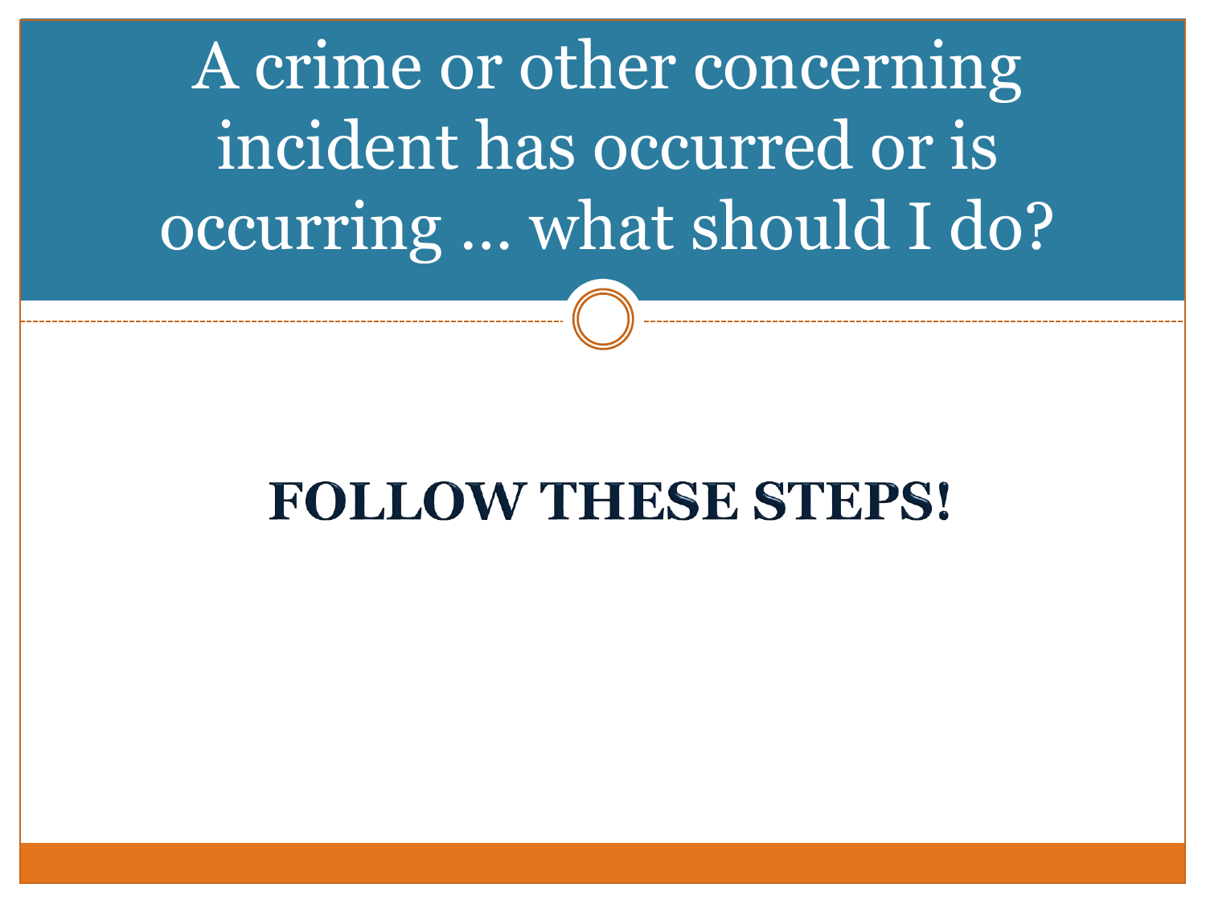# A crime or other concerning incident has occurred or is occurring … what should I do?

**FOLLOW THESE STEPS!**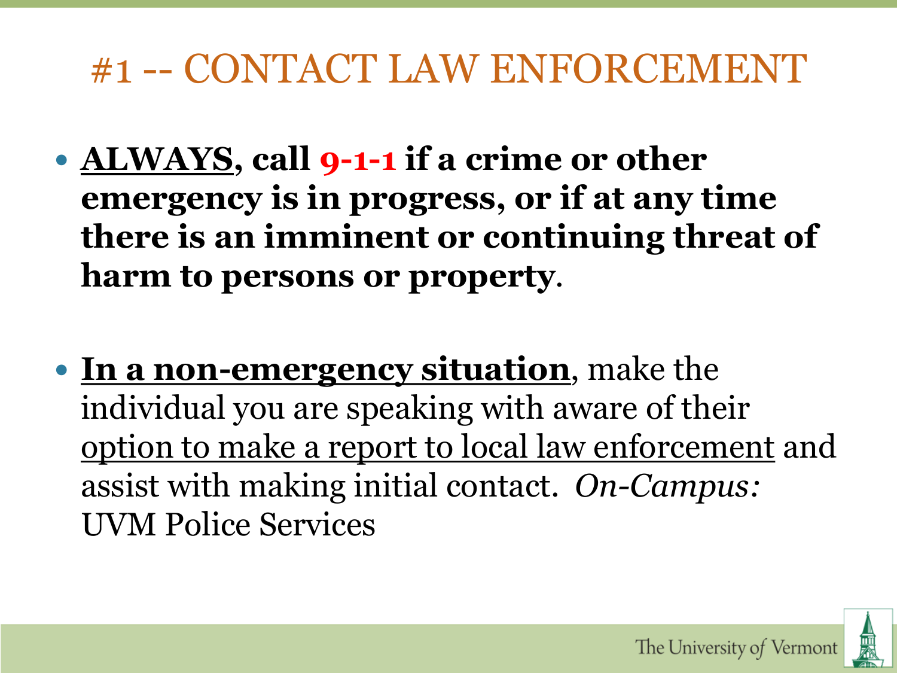# #1 -- CONTACT LAW ENFORCEMENT

- **ALWAYS, call 9-1-1 if a crime or other emergency is in progress, or if at any time there is an imminent or continuing threat of harm to persons or property**.

- **In a non-emergency situation**, make the individual you are speaking with aware of their option to make a report to local law enforcement and assist with making initial contact. *On-Campus:* UVM Police Services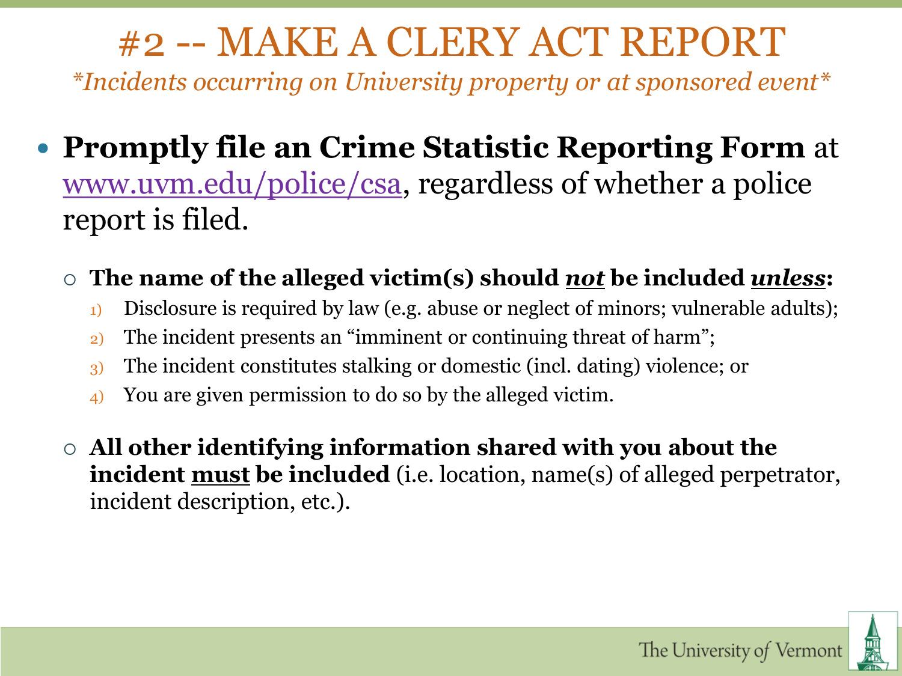# #2 -- MAKE A CLERY ACT REPORT

*\*Incidents occurring on University property or at sponsored event\**

- **Promptly file an Crime Statistic Reporting Form** at www.uvm.edu/police/csa, regardless of whether a police report is filed.
  - **The name of the alleged victim(s) should *not* be included *unless*:**
    1) Disclosure is required by law (e.g. abuse or neglect of minors; vulnerable adults);
    2) The incident presents an "imminent or continuing threat of harm";
    3) The incident constitutes stalking or domestic (incl. dating) violence; or
    4) You are given permission to do so by the alleged victim.
  - **All other identifying information shared with you about the incident must be included** (i.e. location, name(s) of alleged perpetrator, incident description, etc.).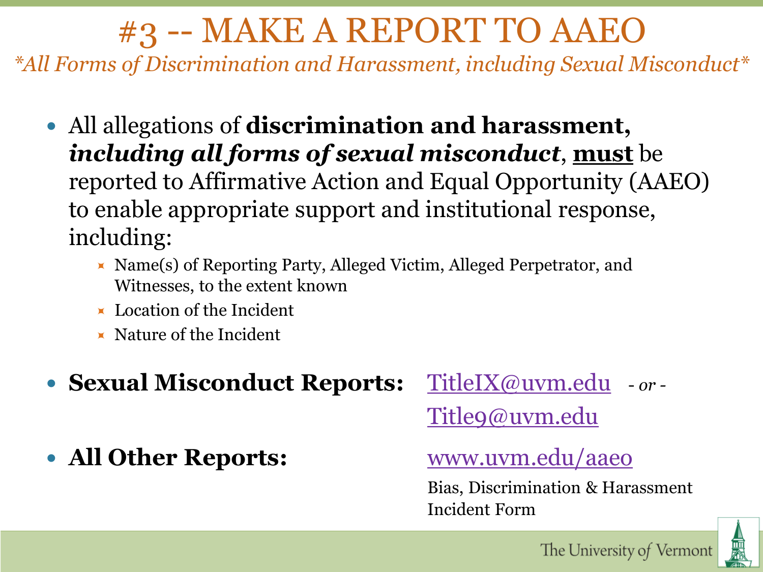# #3 -- MAKE A REPORT TO AAEO

*\*All Forms of Discrimination and Harassment, including Sexual Misconduct\**

- All allegations of **discrimination and harassment,** ***including all forms of sexual misconduct***, **<u>must</u>** be reported to Affirmative Action and Equal Opportunity (AAEO) to enable appropriate support and institutional response, including:
  - Name(s) of Reporting Party, Alleged Victim, Alleged Perpetrator, and Witnesses, to the extent known
  - Location of the Incident
  - Nature of the Incident

- **Sexual Misconduct Reports:** TitleIX@uvm.edu *- or -* Title9@uvm.edu

- **All Other Reports:** www.uvm.edu/aaeo
  Bias, Discrimination & Harassment Incident Form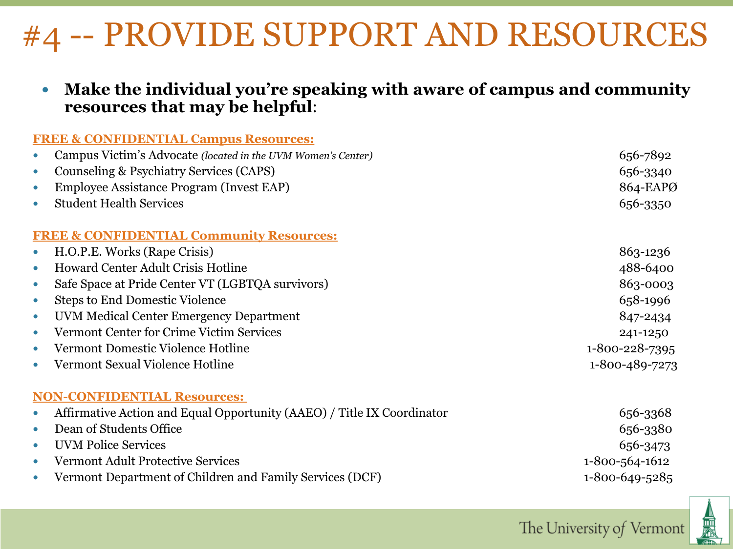# #4 -- PROVIDE SUPPORT AND RESOURCES

- **Make the individual you're speaking with aware of campus and community resources that may be helpful**:

**FREE & CONFIDENTIAL Campus Resources:**

| Resource | Phone |
|---|---|
| Campus Victim's Advocate *(located in the UVM Women's Center)* | 656-7892 |
| Counseling & Psychiatry Services (CAPS) | 656-3340 |
| Employee Assistance Program (Invest EAP) | 864-EAPØ |
| Student Health Services | 656-3350 |

**FREE & CONFIDENTIAL Community Resources:**

| Resource | Phone |
|---|---|
| H.O.P.E. Works (Rape Crisis) | 863-1236 |
| Howard Center Adult Crisis Hotline | 488-6400 |
| Safe Space at Pride Center VT (LGBTQA survivors) | 863-0003 |
| Steps to End Domestic Violence | 658-1996 |
| UVM Medical Center Emergency Department | 847-2434 |
| Vermont Center for Crime Victim Services | 241-1250 |
| Vermont Domestic Violence Hotline | 1-800-228-7395 |
| Vermont Sexual Violence Hotline | 1-800-489-7273 |

**NON-CONFIDENTIAL Resources:**

| Resource | Phone |
|---|---|
| Affirmative Action and Equal Opportunity (AAEO) / Title IX Coordinator | 656-3368 |
| Dean of Students Office | 656-3380 |
| UVM Police Services | 656-3473 |
| Vermont Adult Protective Services | 1-800-564-1612 |
| Vermont Department of Children and Family Services (DCF) | 1-800-649-5285 |

The University of Vermont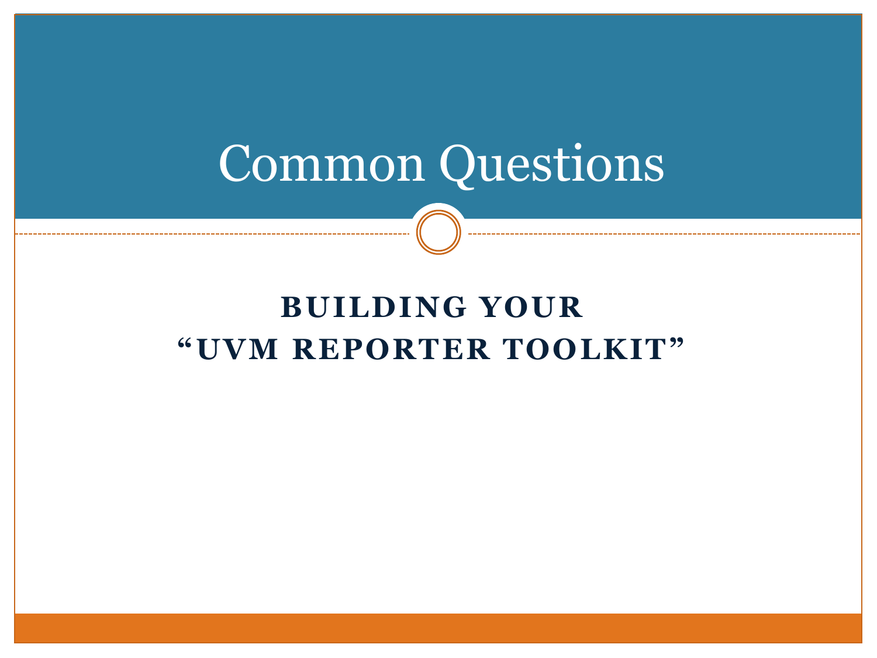# Common Questions

## BUILDING YOUR "UVM REPORTER TOOLKIT"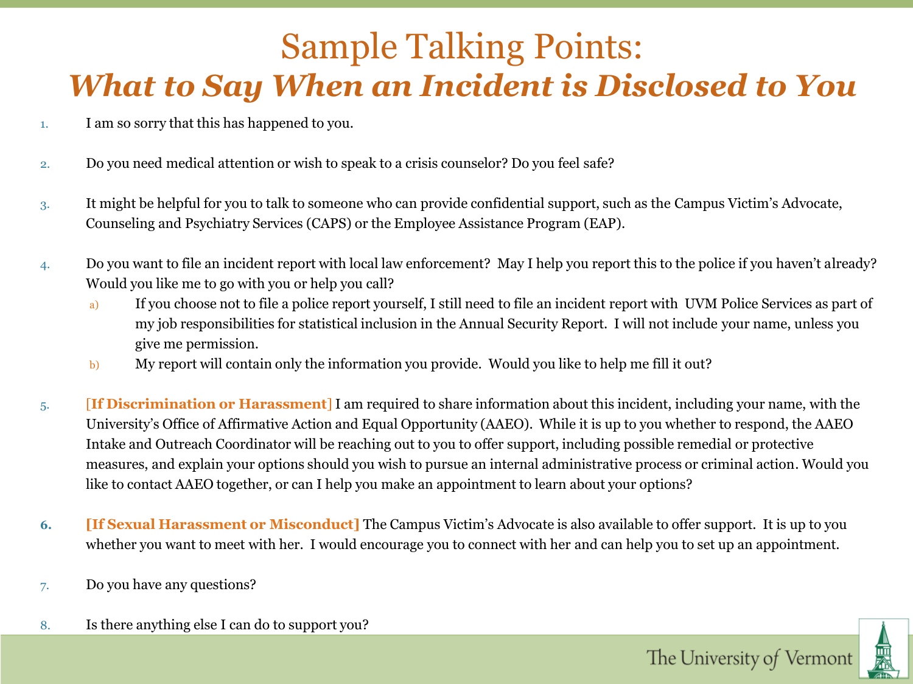# Sample Talking Points:

## *What to Say When an Incident is Disclosed to You*

1. I am so sorry that this has happened to you.

2. Do you need medical attention or wish to speak to a crisis counselor? Do you feel safe?

3. It might be helpful for you to talk to someone who can provide confidential support, such as the Campus Victim's Advocate, Counseling and Psychiatry Services (CAPS) or the Employee Assistance Program (EAP).

4. Do you want to file an incident report with local law enforcement? May I help you report this to the police if you haven't already? Would you like me to go with you or help you call?
   a) If you choose not to file a police report yourself, I still need to file an incident report with UVM Police Services as part of my job responsibilities for statistical inclusion in the Annual Security Report. I will not include your name, unless you give me permission.
   b) My report will contain only the information you provide. Would you like to help me fill it out?

5. **[If Discrimination or Harassment]** I am required to share information about this incident, including your name, with the University's Office of Affirmative Action and Equal Opportunity (AAEO). While it is up to you whether to respond, the AAEO Intake and Outreach Coordinator will be reaching out to you to offer support, including possible remedial or protective measures, and explain your options should you wish to pursue an internal administrative process or criminal action. Would you like to contact AAEO together, or can I help you make an appointment to learn about your options?

6. **[If Sexual Harassment or Misconduct]** The Campus Victim's Advocate is also available to offer support. It is up to you whether you want to meet with her. I would encourage you to connect with her and can help you to set up an appointment.

7. Do you have any questions?

8. Is there anything else I can do to support you?

The University of Vermont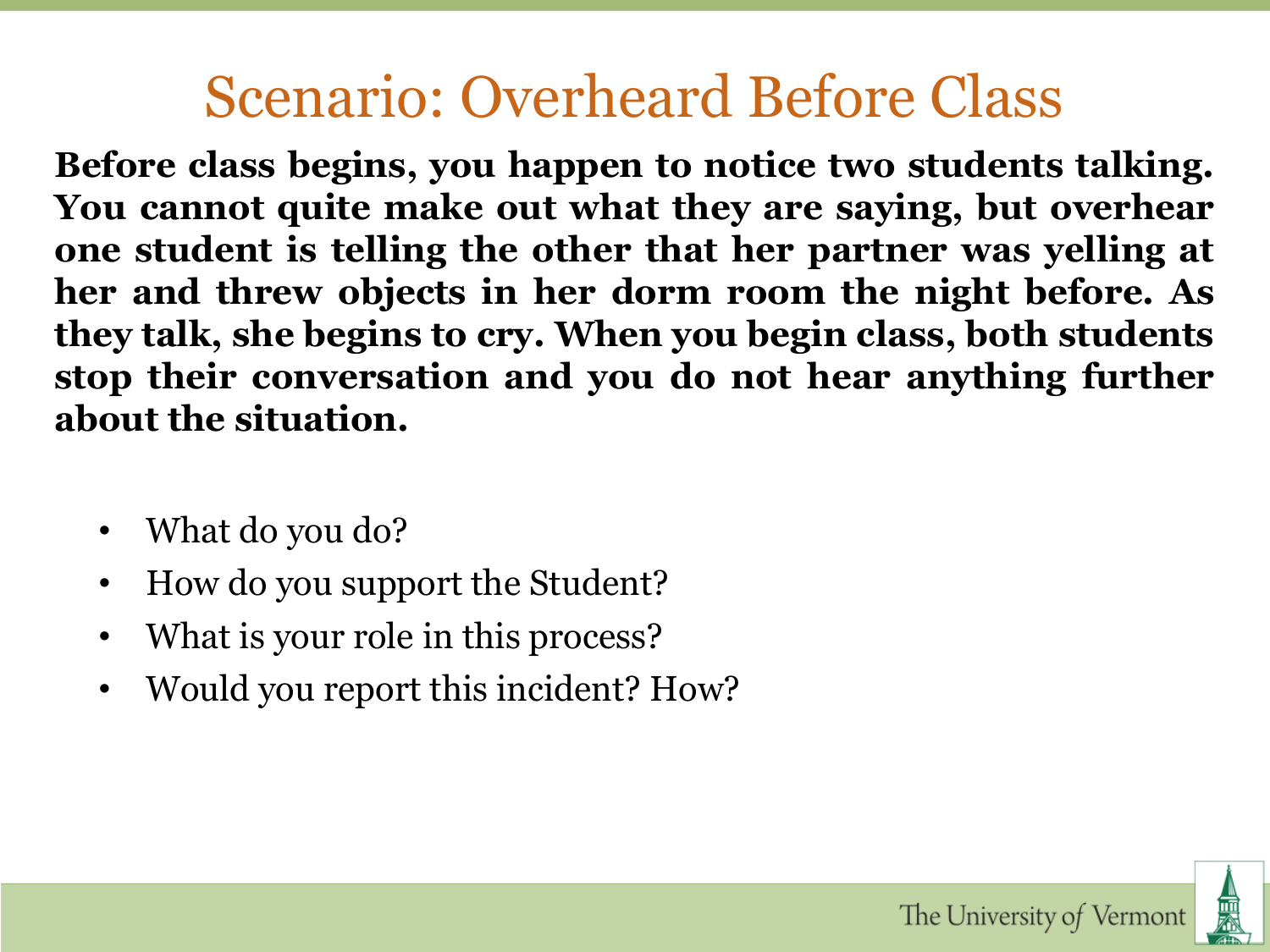# Scenario: Overheard Before Class

**Before class begins, you happen to notice two students talking. You cannot quite make out what they are saying, but overhear one student is telling the other that her partner was yelling at her and threw objects in her dorm room the night before. As they talk, she begins to cry. When you begin class, both students stop their conversation and you do not hear anything further about the situation.**

- What do you do?
- How do you support the Student?
- What is your role in this process?
- Would you report this incident? How?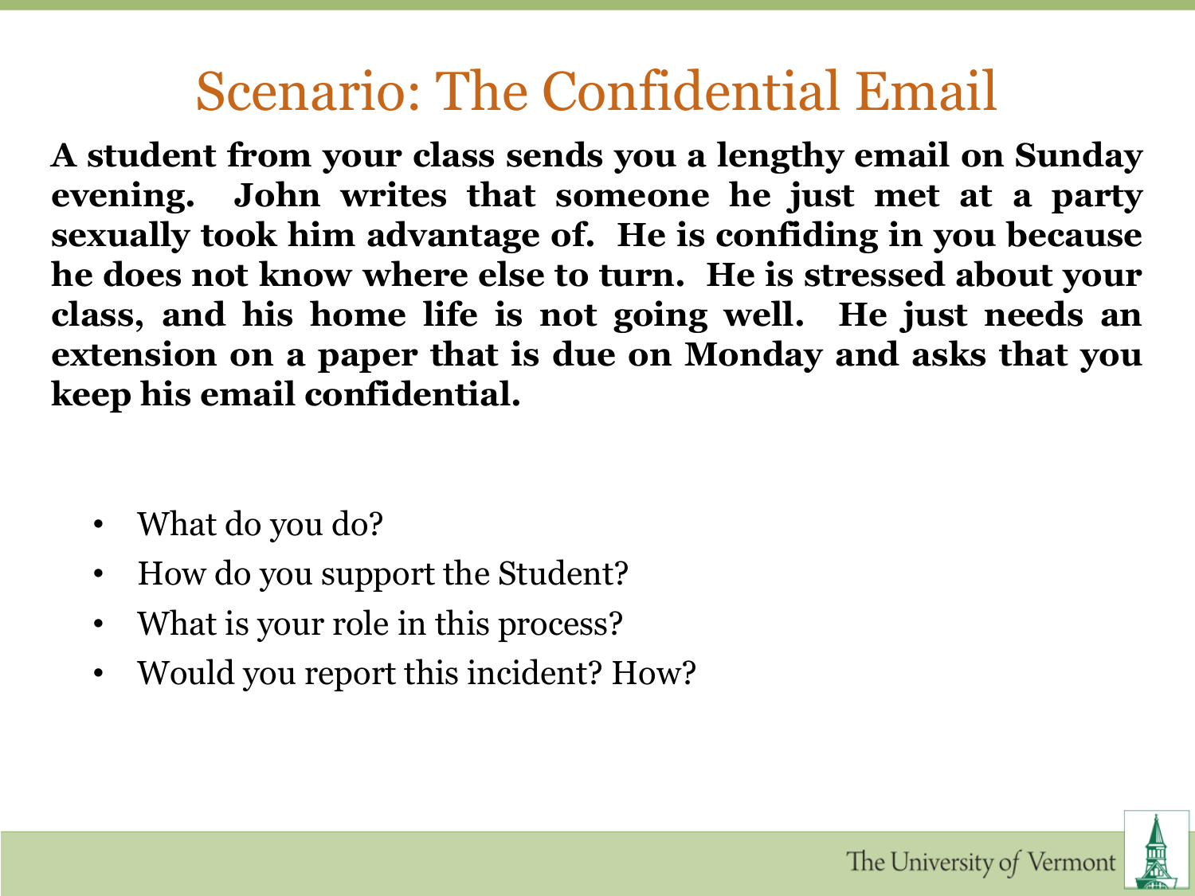# Scenario: The Confidential Email

**A student from your class sends you a lengthy email on Sunday evening. John writes that someone he just met at a party sexually took him advantage of. He is confiding in you because he does not know where else to turn. He is stressed about your class, and his home life is not going well. He just needs an extension on a paper that is due on Monday and asks that you keep his email confidential.**

- What do you do?
- How do you support the Student?
- What is your role in this process?
- Would you report this incident? How?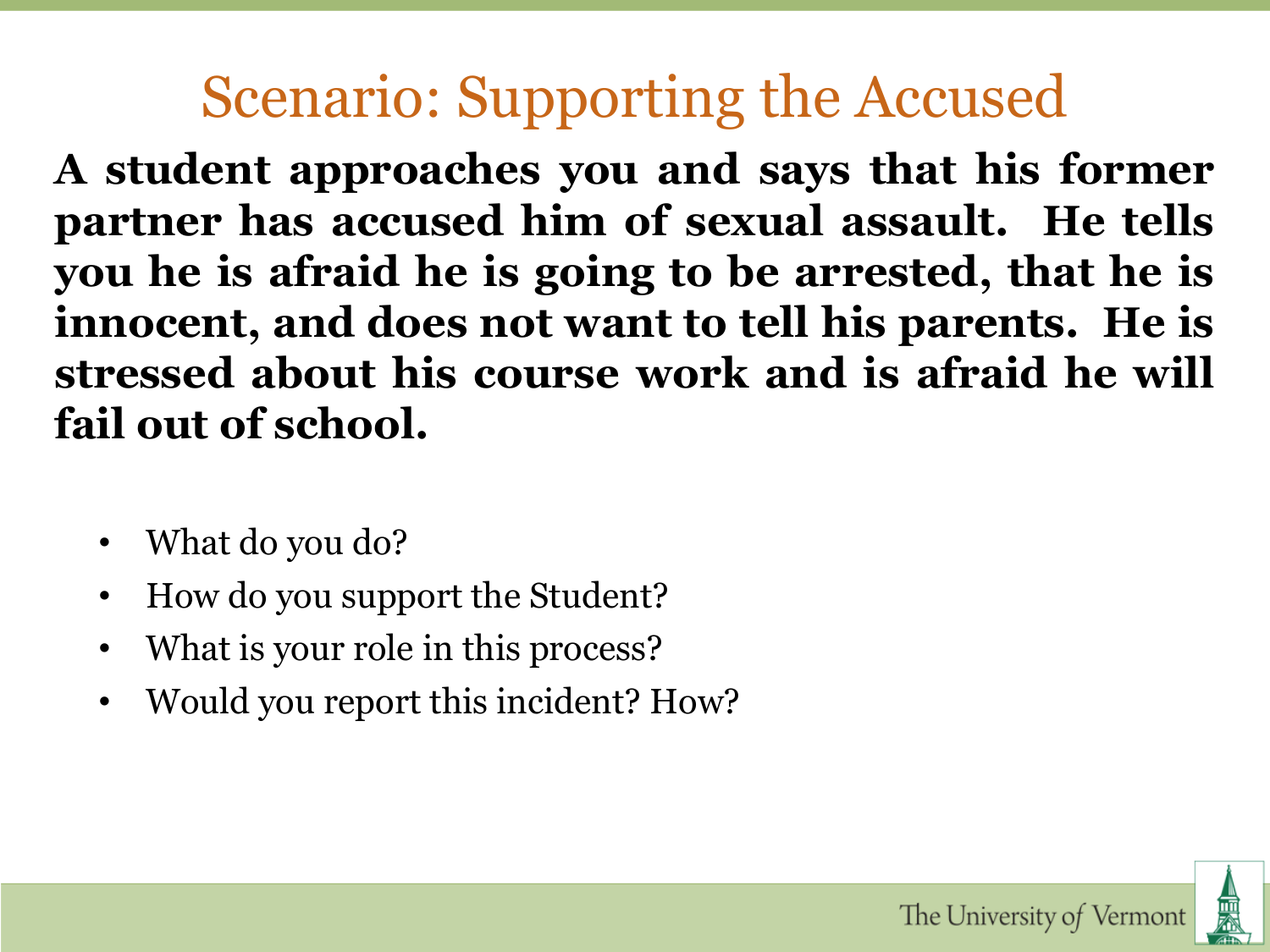# Scenario: Supporting the Accused

**A student approaches you and says that his former partner has accused him of sexual assault. He tells you he is afraid he is going to be arrested, that he is innocent, and does not want to tell his parents. He is stressed about his course work and is afraid he will fail out of school.**

- What do you do?
- How do you support the Student?
- What is your role in this process?
- Would you report this incident? How?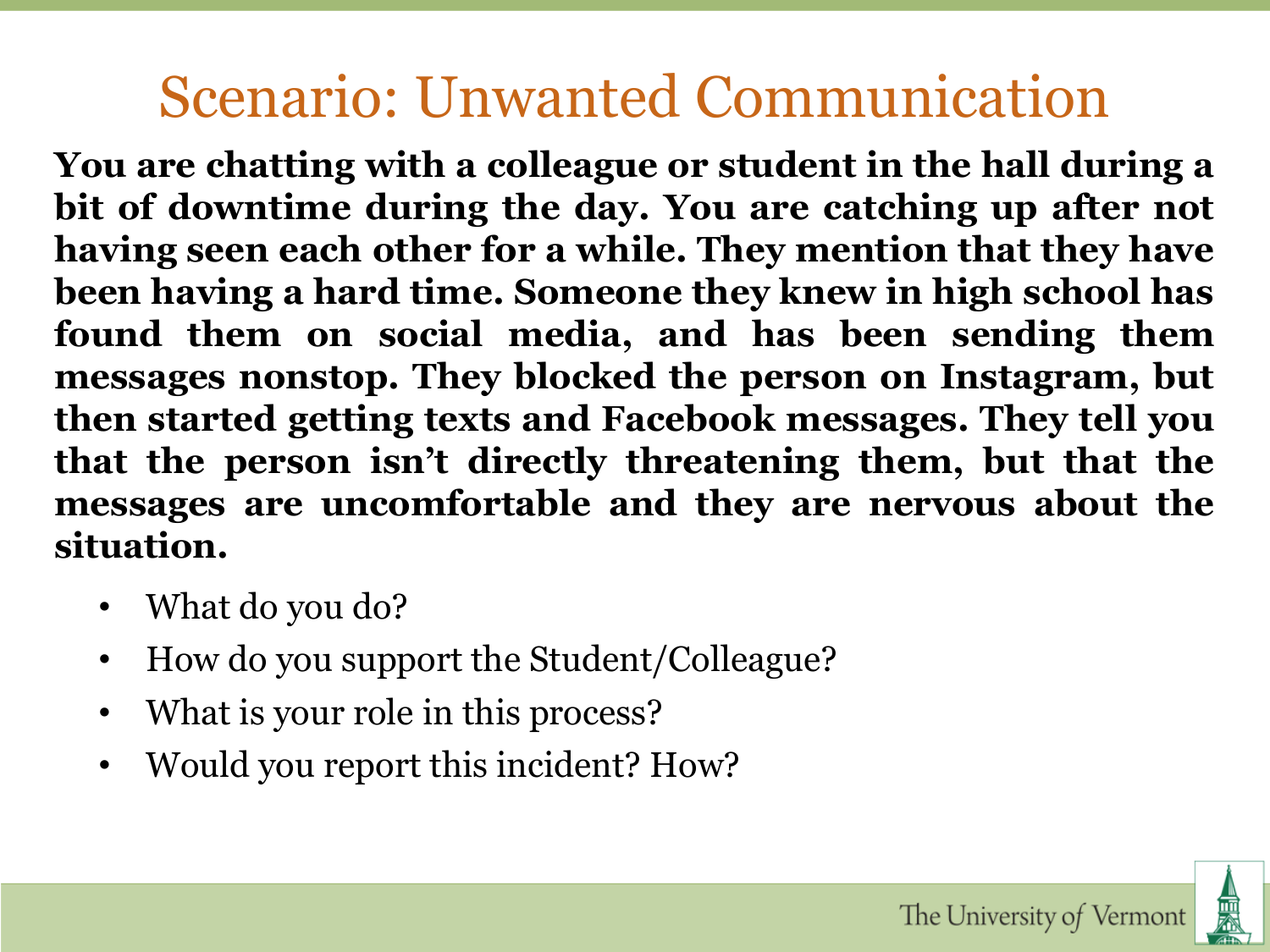# Scenario: Unwanted Communication

**You are chatting with a colleague or student in the hall during a bit of downtime during the day. You are catching up after not having seen each other for a while. They mention that they have been having a hard time. Someone they knew in high school has found them on social media, and has been sending them messages nonstop. They blocked the person on Instagram, but then started getting texts and Facebook messages. They tell you that the person isn't directly threatening them, but that the messages are uncomfortable and they are nervous about the situation.**

- What do you do?
- How do you support the Student/Colleague?
- What is your role in this process?
- Would you report this incident? How?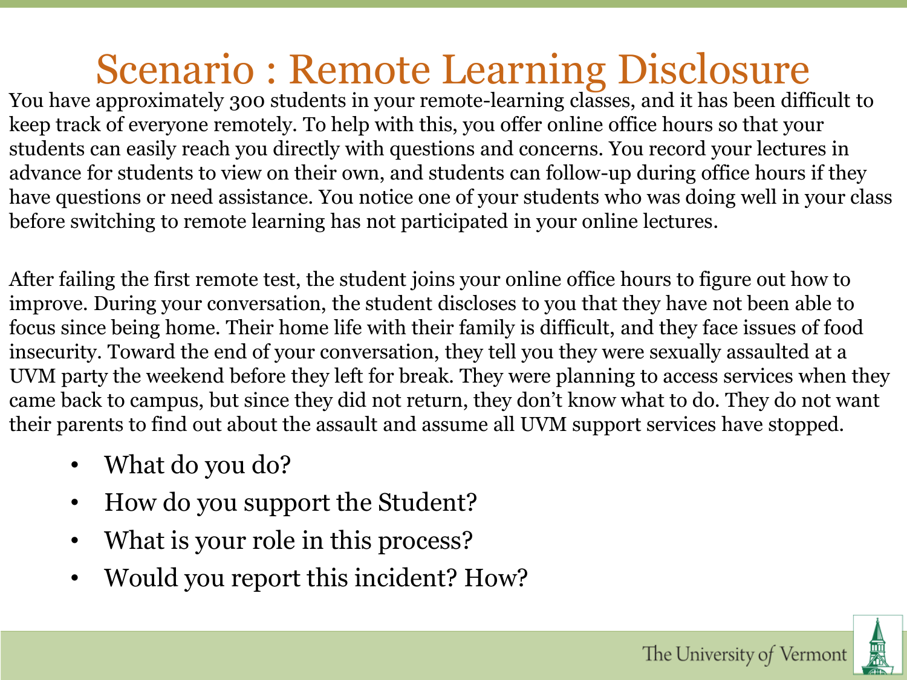# Scenario : Remote Learning Disclosure

You have approximately 300 students in your remote-learning classes, and it has been difficult to keep track of everyone remotely. To help with this, you offer online office hours so that your students can easily reach you directly with questions and concerns. You record your lectures in advance for students to view on their own, and students can follow-up during office hours if they have questions or need assistance. You notice one of your students who was doing well in your class before switching to remote learning has not participated in your online lectures.

After failing the first remote test, the student joins your online office hours to figure out how to improve. During your conversation, the student discloses to you that they have not been able to focus since being home. Their home life with their family is difficult, and they face issues of food insecurity. Toward the end of your conversation, they tell you they were sexually assaulted at a UVM party the weekend before they left for break. They were planning to access services when they came back to campus, but since they did not return, they don't know what to do. They do not want their parents to find out about the assault and assume all UVM support services have stopped.

- What do you do?
- How do you support the Student?
- What is your role in this process?
- Would you report this incident? How?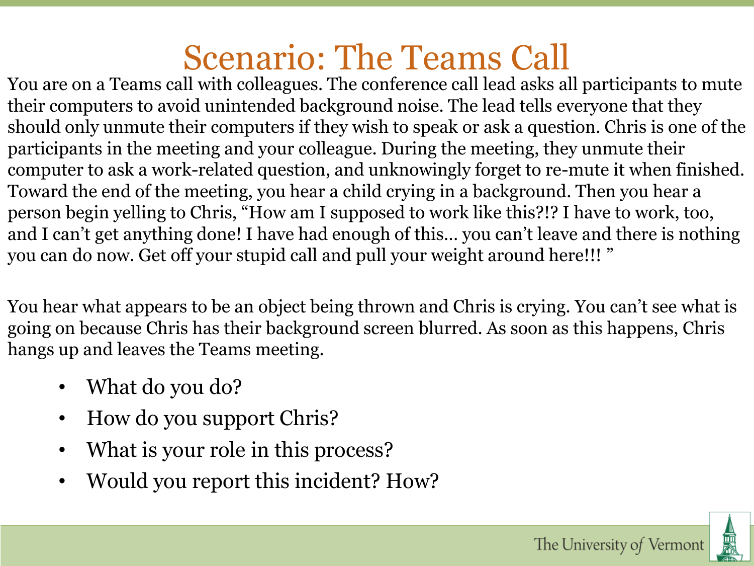# Scenario: The Teams Call

You are on a Teams call with colleagues. The conference call lead asks all participants to mute their computers to avoid unintended background noise. The lead tells everyone that they should only unmute their computers if they wish to speak or ask a question. Chris is one of the participants in the meeting and your colleague. During the meeting, they unmute their computer to ask a work-related question, and unknowingly forget to re-mute it when finished. Toward the end of the meeting, you hear a child crying in a background. Then you hear a person begin yelling to Chris, "How am I supposed to work like this?!? I have to work, too, and I can't get anything done! I have had enough of this… you can't leave and there is nothing you can do now. Get off your stupid call and pull your weight around here!!! "

You hear what appears to be an object being thrown and Chris is crying. You can't see what is going on because Chris has their background screen blurred. As soon as this happens, Chris hangs up and leaves the Teams meeting.

- What do you do?
- How do you support Chris?
- What is your role in this process?
- Would you report this incident? How?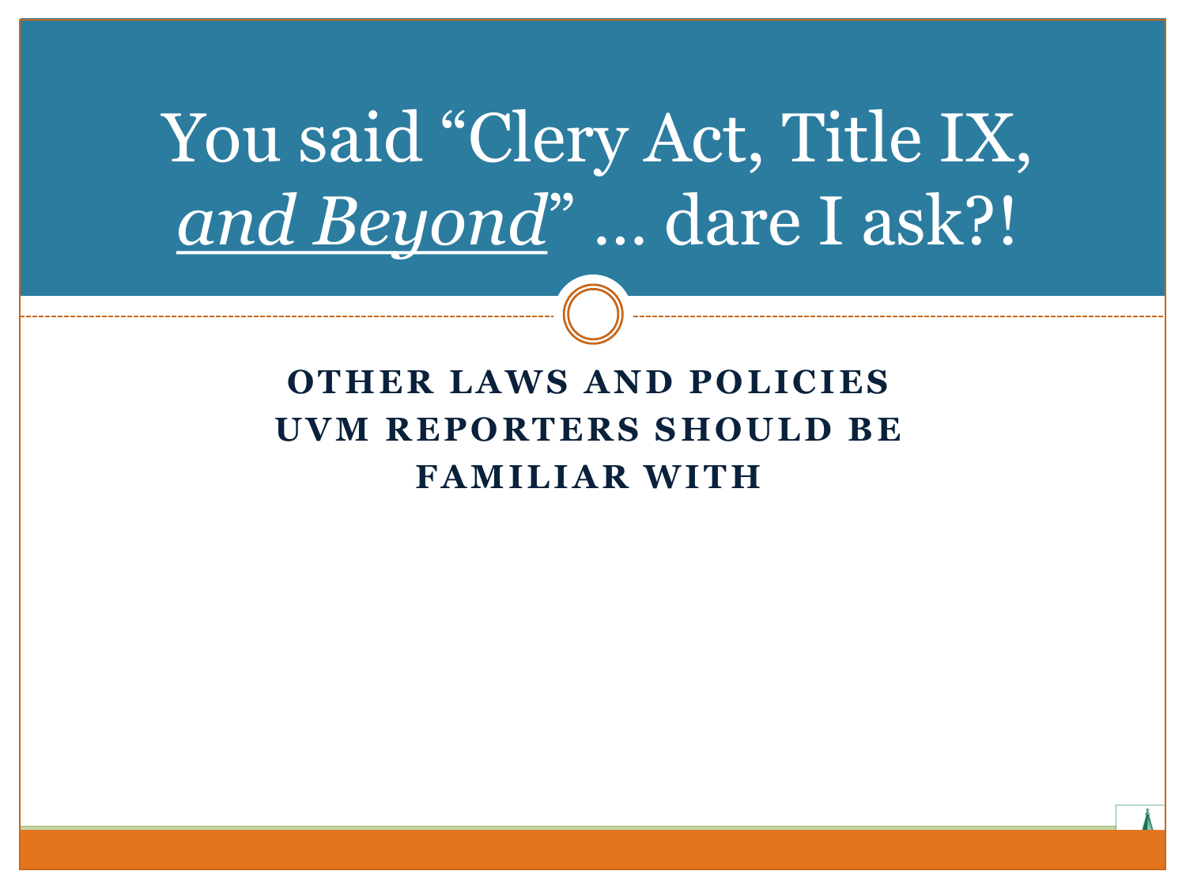# You said "Clery Act, Title IX, _and Beyond_" ... dare I ask?!

**OTHER LAWS AND POLICIES UVM REPORTERS SHOULD BE FAMILIAR WITH**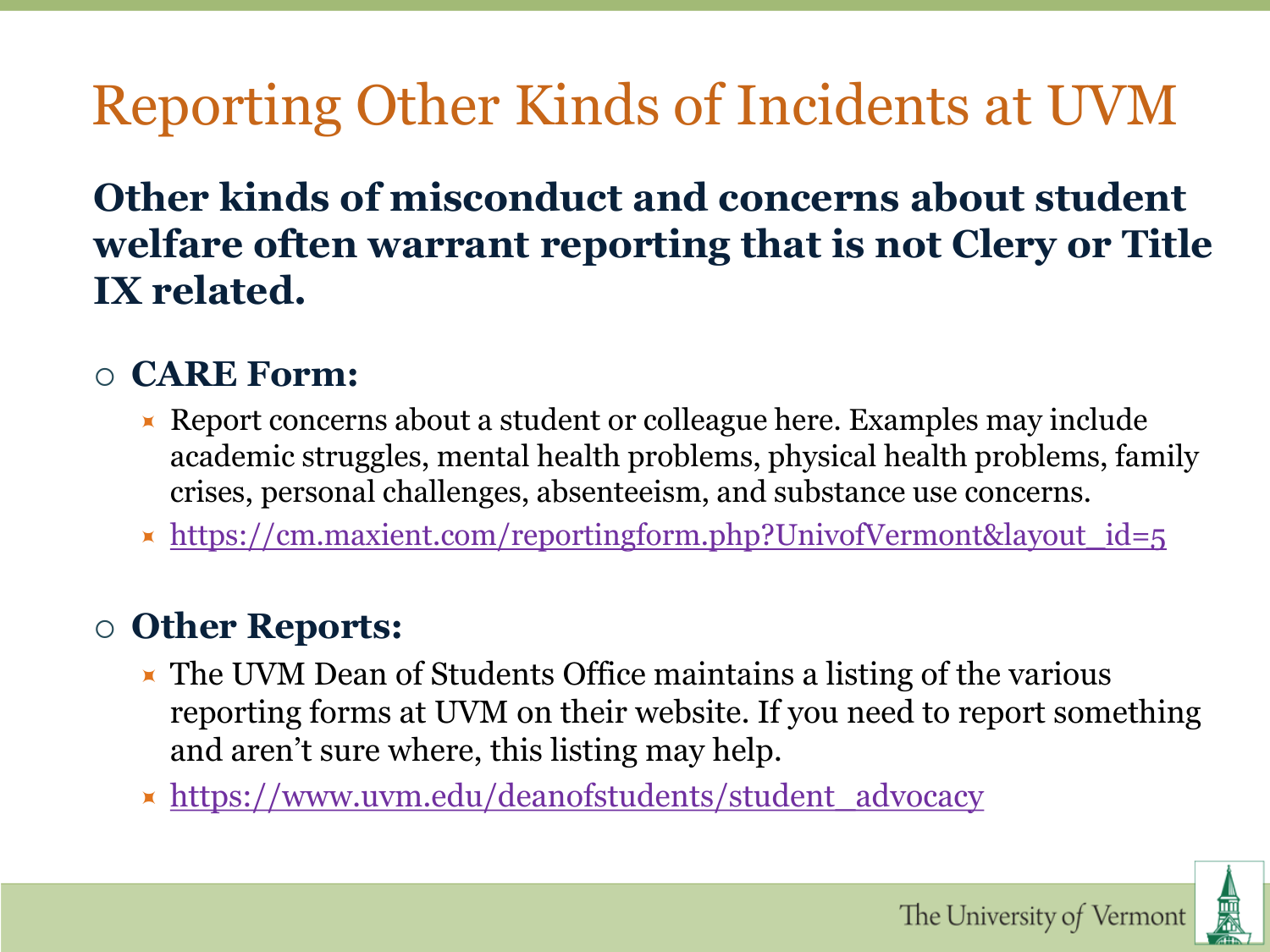# Reporting Other Kinds of Incidents at UVM

**Other kinds of misconduct and concerns about student welfare often warrant reporting that is not Clery or Title IX related.**

- **CARE Form:**
  - Report concerns about a student or colleague here. Examples may include academic struggles, mental health problems, physical health problems, family crises, personal challenges, absenteeism, and substance use concerns.
  - https://cm.maxient.com/reportingform.php?UnivofVermont&layout_id=5

- **Other Reports:**
  - The UVM Dean of Students Office maintains a listing of the various reporting forms at UVM on their website. If you need to report something and aren't sure where, this listing may help.
  - https://www.uvm.edu/deanofstudents/student_advocacy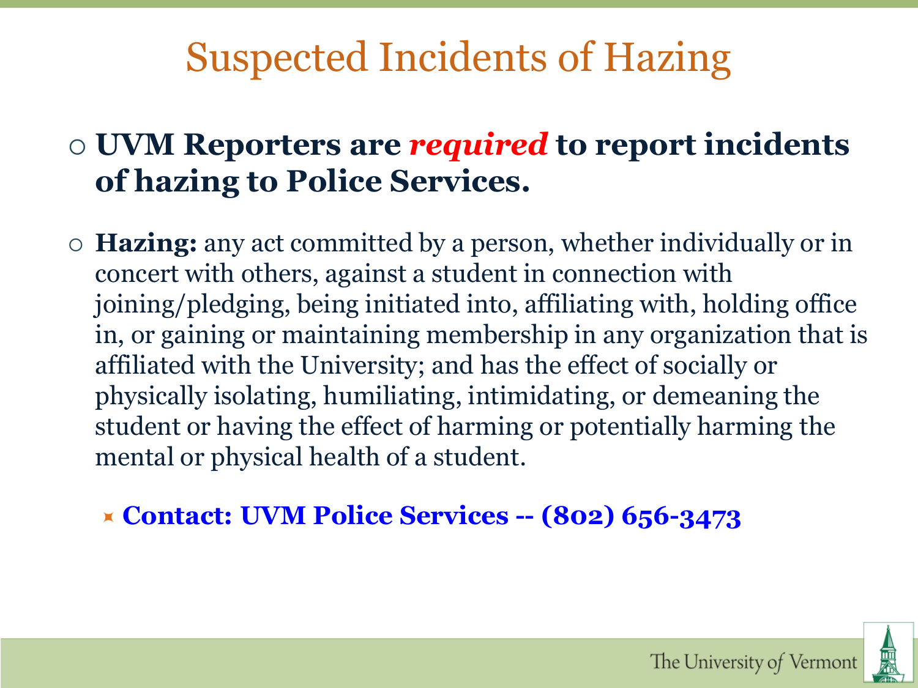# Suspected Incidents of Hazing

- **UVM Reporters are *required* to report incidents of hazing to Police Services.**
- **Hazing:** any act committed by a person, whether individually or in concert with others, against a student in connection with joining/pledging, being initiated into, affiliating with, holding office in, or gaining or maintaining membership in any organization that is affiliated with the University; and has the effect of socially or physically isolating, humiliating, intimidating, or demeaning the student or having the effect of harming or potentially harming the mental or physical health of a student.
  - **Contact: UVM Police Services -- (802) 656-3473**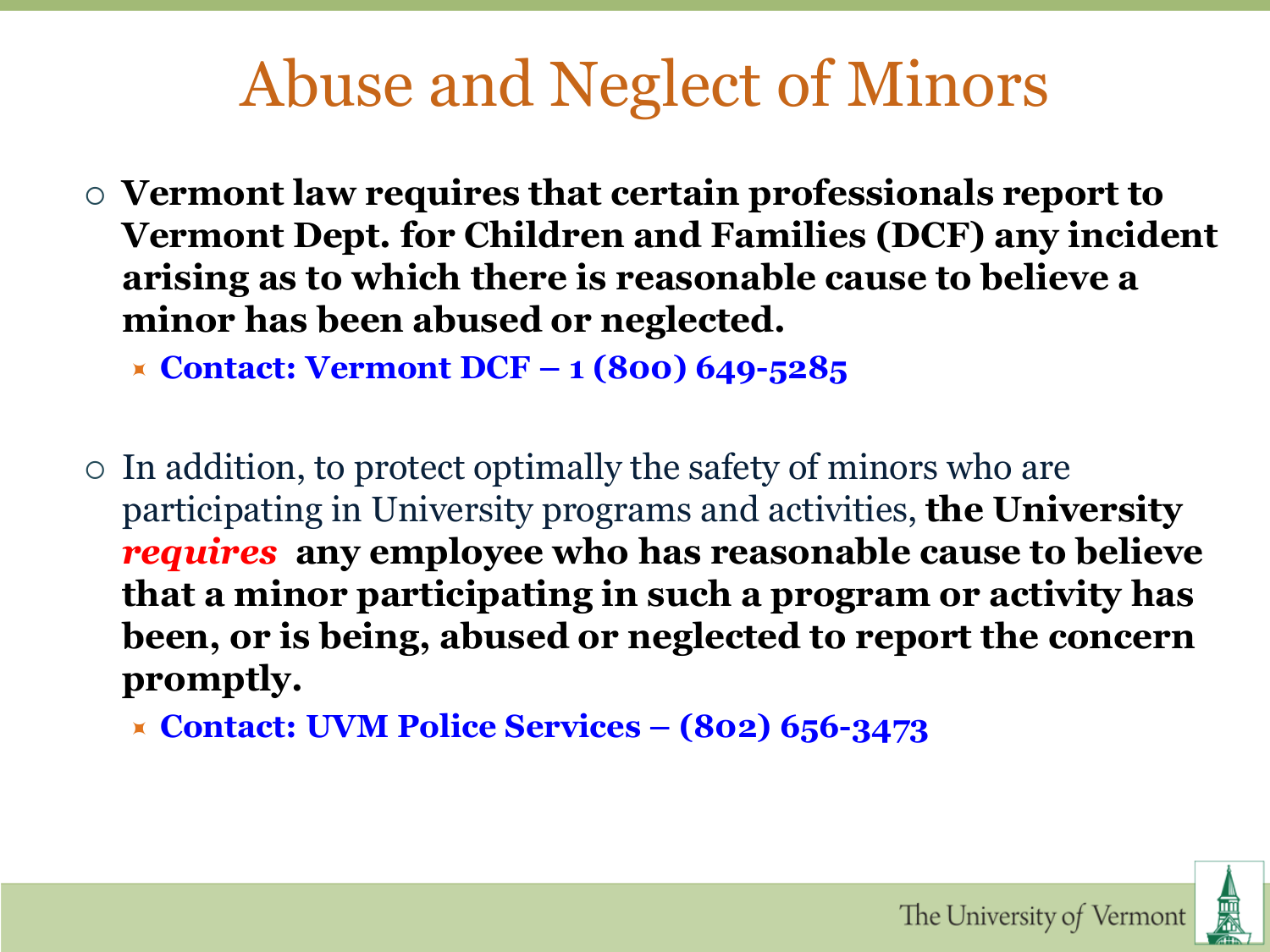# Abuse and Neglect of Minors

- **Vermont law requires that certain professionals report to Vermont Dept. for Children and Families (DCF) any incident arising as to which there is reasonable cause to believe a minor has been abused or neglected.**
  - **Contact: Vermont DCF – 1 (800) 649-5285**

- In addition, to protect optimally the safety of minors who are participating in University programs and activities, **the University *requires* any employee who has reasonable cause to believe that a minor participating in such a program or activity has been, or is being, abused or neglected to report the concern promptly.**
  - **Contact: UVM Police Services – (802) 656-3473**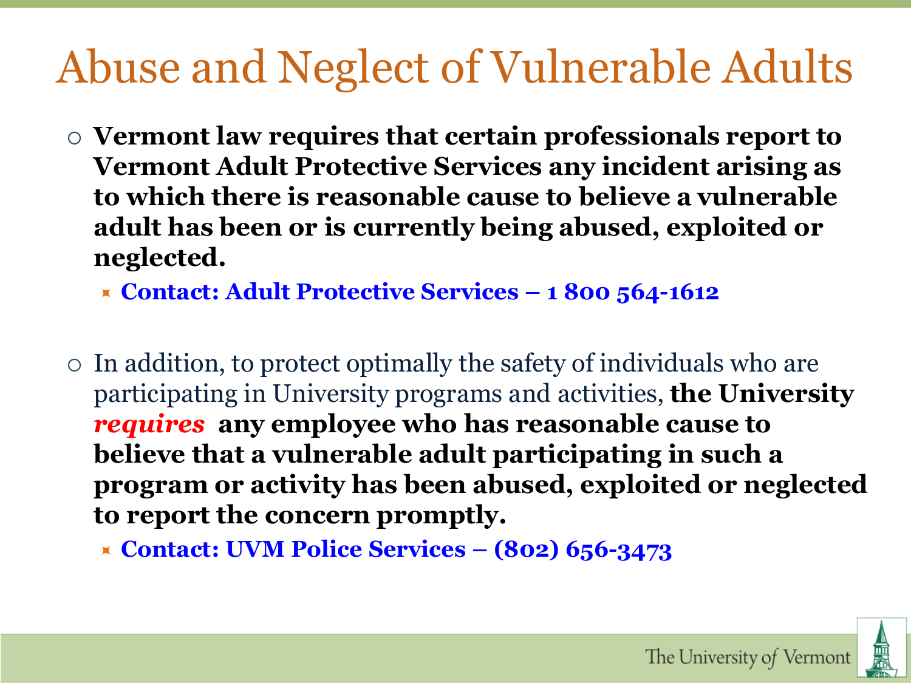# Abuse and Neglect of Vulnerable Adults

- **Vermont law requires that certain professionals report to Vermont Adult Protective Services any incident arising as to which there is reasonable cause to believe a vulnerable adult has been or is currently being abused, exploited or neglected.**
  - **Contact: Adult Protective Services – 1 800 564-1612**

- In addition, to protect optimally the safety of individuals who are participating in University programs and activities, **the University *requires* any employee who has reasonable cause to believe that a vulnerable adult participating in such a program or activity has been abused, exploited or neglected to report the concern promptly.**
  - **Contact: UVM Police Services – (802) 656-3473**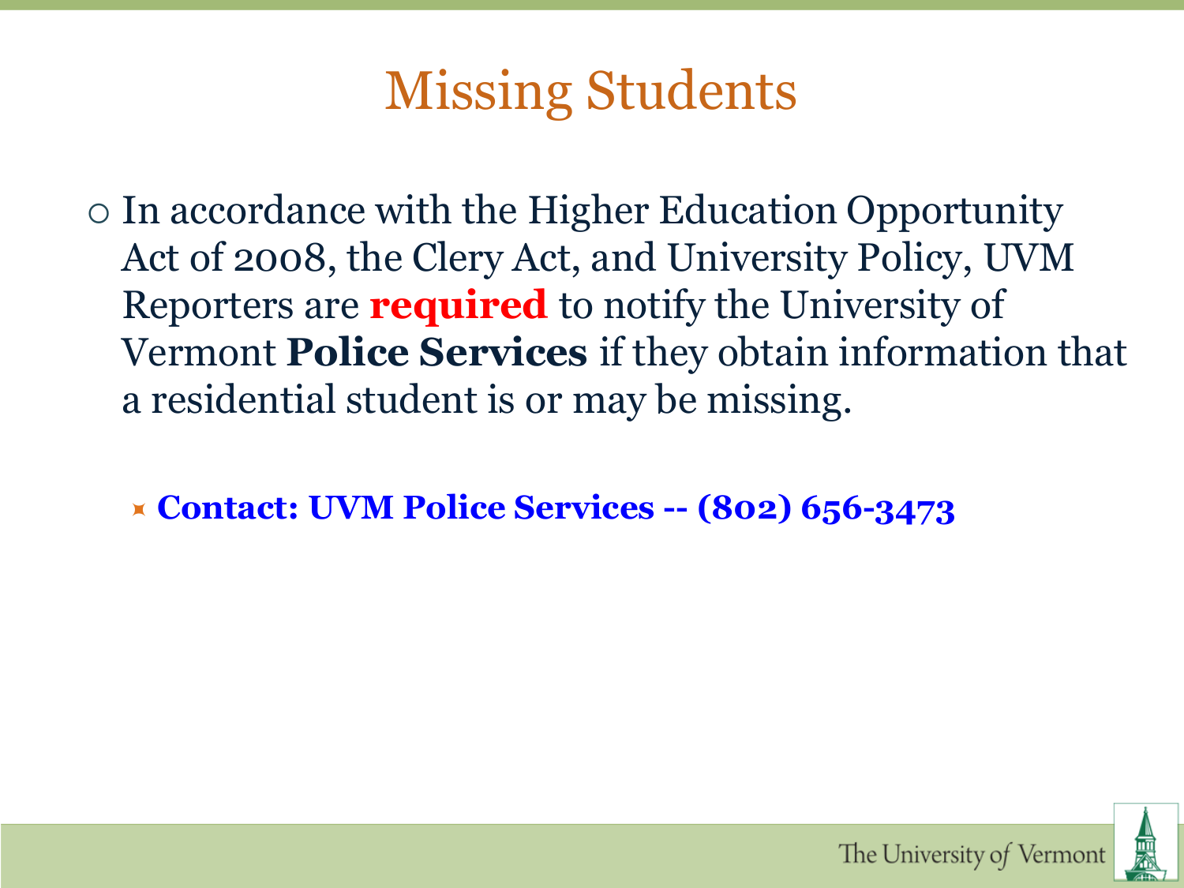# Missing Students

- In accordance with the Higher Education Opportunity Act of 2008, the Clery Act, and University Policy, UVM Reporters are **required** to notify the University of Vermont **Police Services** if they obtain information that a residential student is or may be missing.
  - **Contact: UVM Police Services -- (802) 656-3473**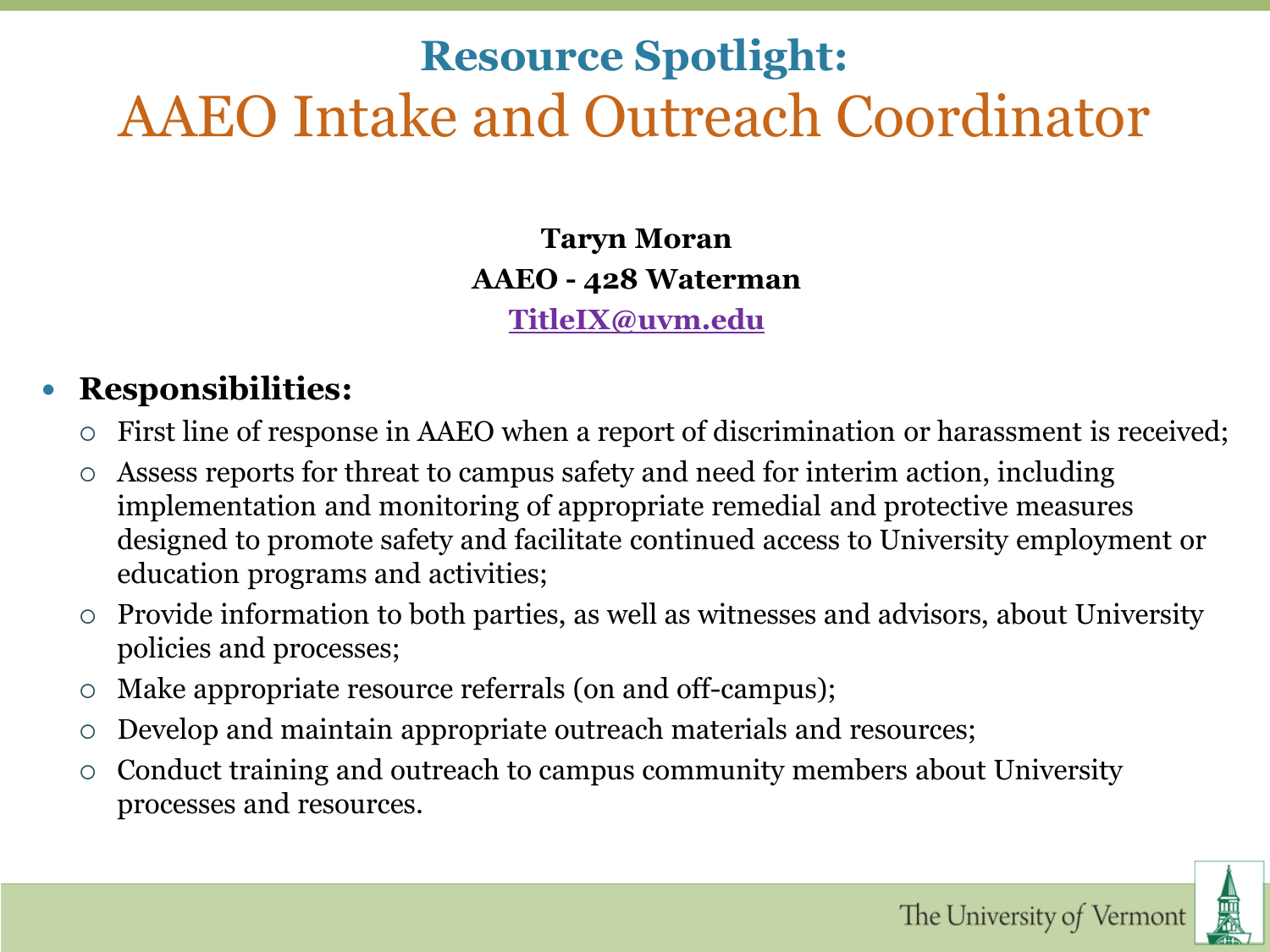# Resource Spotlight:
## AAEO Intake and Outreach Coordinator

**Taryn Moran**
**AAEO - 428 Waterman**
**TitleIX@uvm.edu**

- **Responsibilities:**
  - First line of response in AAEO when a report of discrimination or harassment is received;
  - Assess reports for threat to campus safety and need for interim action, including implementation and monitoring of appropriate remedial and protective measures designed to promote safety and facilitate continued access to University employment or education programs and activities;
  - Provide information to both parties, as well as witnesses and advisors, about University policies and processes;
  - Make appropriate resource referrals (on and off-campus);
  - Develop and maintain appropriate outreach materials and resources;
  - Conduct training and outreach to campus community members about University processes and resources.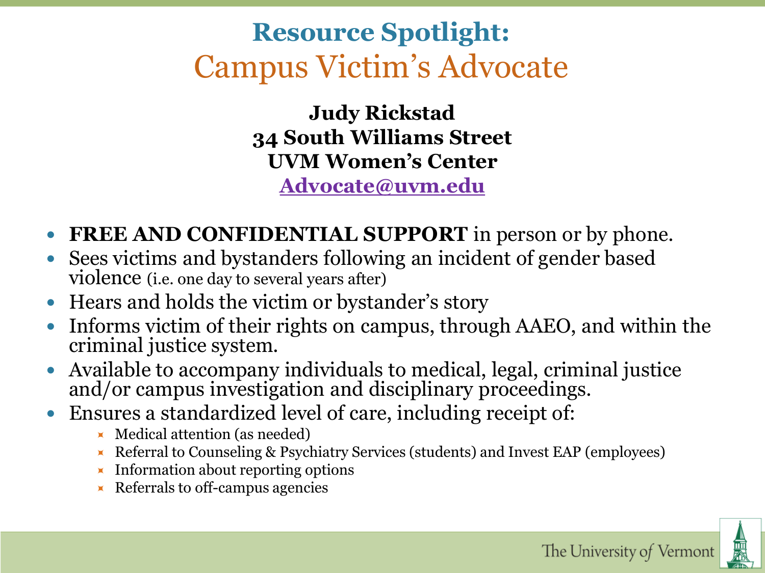# Resource Spotlight:
## Campus Victim's Advocate

**Judy Rickstad**
**34 South Williams Street**
**UVM Women's Center**
**Advocate@uvm.edu**

- **FREE AND CONFIDENTIAL SUPPORT** in person or by phone.
- Sees victims and bystanders following an incident of gender based violence (i.e. one day to several years after)
- Hears and holds the victim or bystander's story
- Informs victim of their rights on campus, through AAEO, and within the criminal justice system.
- Available to accompany individuals to medical, legal, criminal justice and/or campus investigation and disciplinary proceedings.
- Ensures a standardized level of care, including receipt of:
  - Medical attention (as needed)
  - Referral to Counseling & Psychiatry Services (students) and Invest EAP (employees)
  - Information about reporting options
  - Referrals to off-campus agencies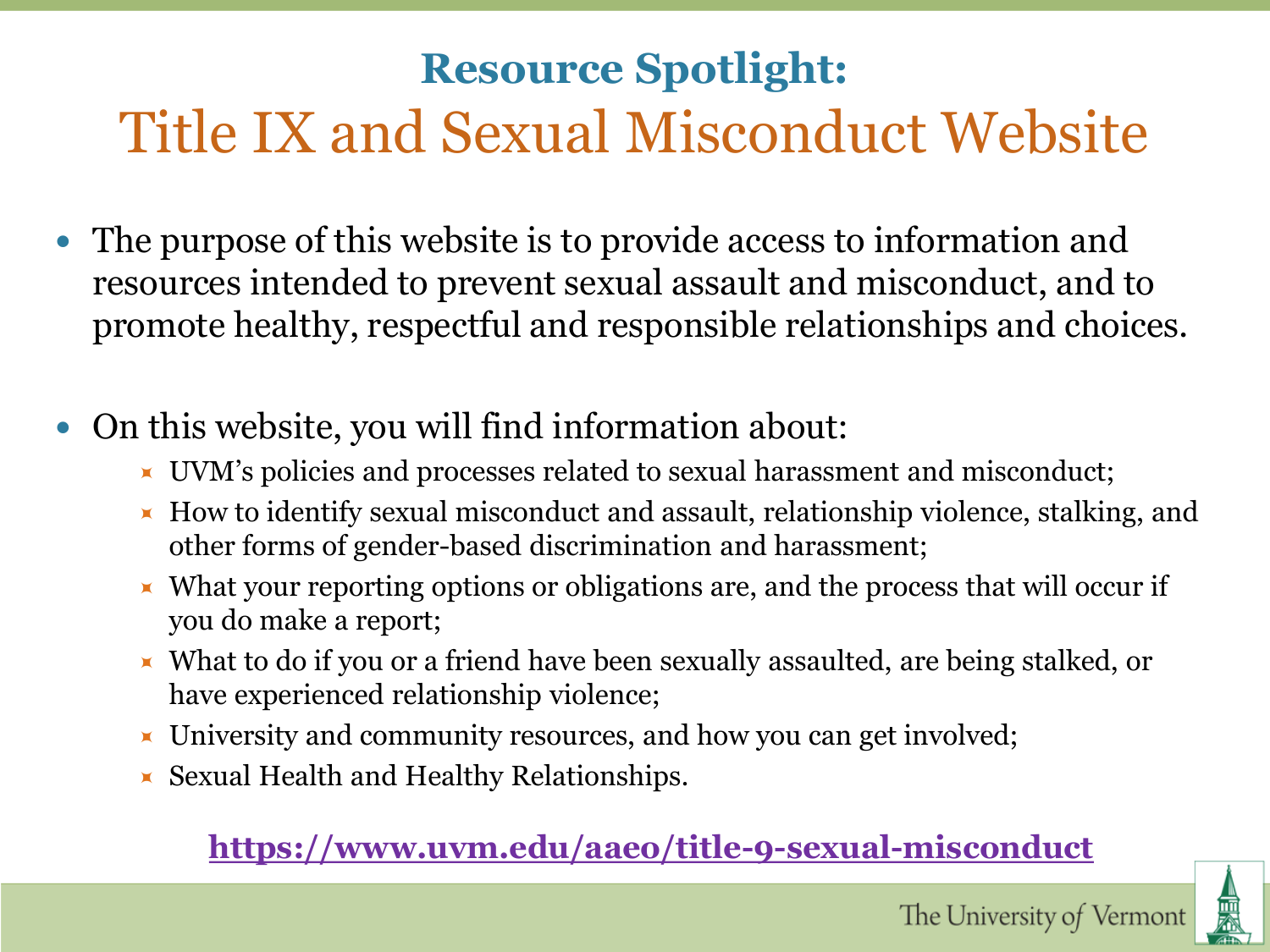## Resource Spotlight:

# Title IX and Sexual Misconduct Website

- The purpose of this website is to provide access to information and resources intended to prevent sexual assault and misconduct, and to promote healthy, respectful and responsible relationships and choices.

- On this website, you will find information about:
  - UVM's policies and processes related to sexual harassment and misconduct;
  - How to identify sexual misconduct and assault, relationship violence, stalking, and other forms of gender-based discrimination and harassment;
  - What your reporting options or obligations are, and the process that will occur if you do make a report;
  - What to do if you or a friend have been sexually assaulted, are being stalked, or have experienced relationship violence;
  - University and community resources, and how you can get involved;
  - Sexual Health and Healthy Relationships.

**https://www.uvm.edu/aaeo/title-9-sexual-misconduct**

The University of Vermont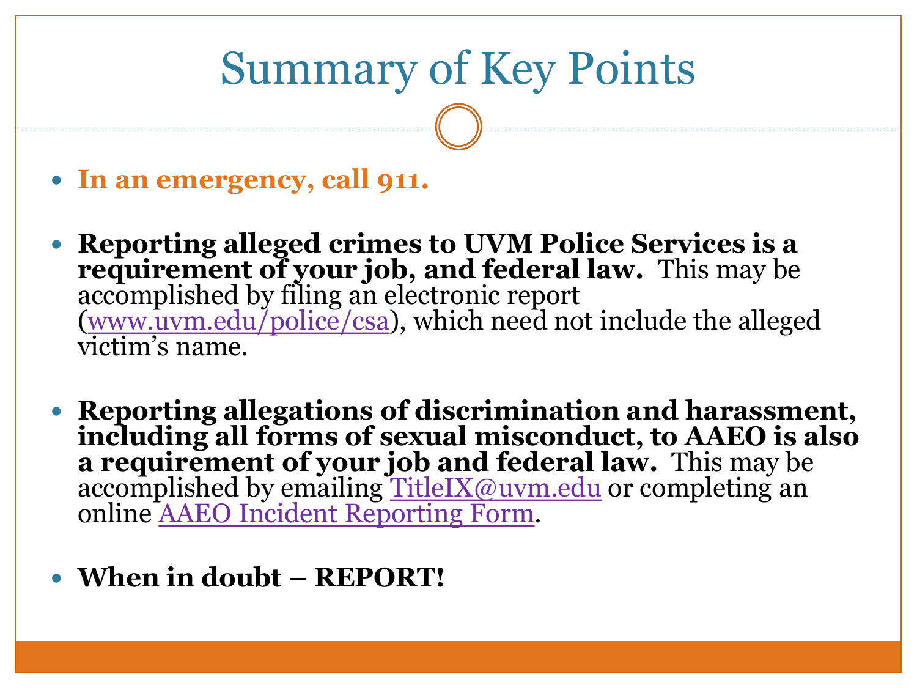# Summary of Key Points

- **In an emergency, call 911.**

- **Reporting alleged crimes to UVM Police Services is a requirement of your job, and federal law.** This may be accomplished by filing an electronic report (www.uvm.edu/police/csa), which need not include the alleged victim's name.

- **Reporting allegations of discrimination and harassment, including all forms of sexual misconduct, to AAEO is also a requirement of your job and federal law.** This may be accomplished by emailing TitleIX@uvm.edu or completing an online AAEO Incident Reporting Form.

- **When in doubt – REPORT!**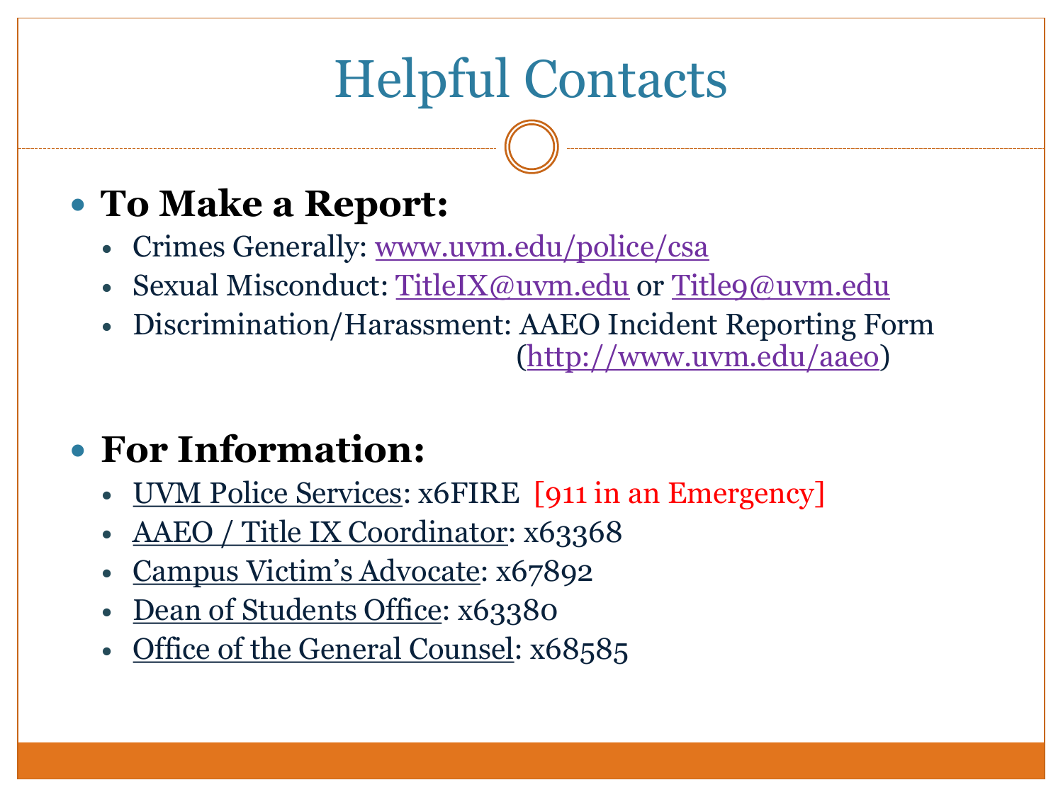# Helpful Contacts

- **To Make a Report:**
  - Crimes Generally: www.uvm.edu/police/csa
  - Sexual Misconduct: TitleIX@uvm.edu or Title9@uvm.edu
  - Discrimination/Harassment: AAEO Incident Reporting Form (http://www.uvm.edu/aaeo)

- **For Information:**
  - UVM Police Services: x6FIRE [911 in an Emergency]
  - AAEO / Title IX Coordinator: x63368
  - Campus Victim's Advocate: x67892
  - Dean of Students Office: x63380
  - Office of the General Counsel: x68585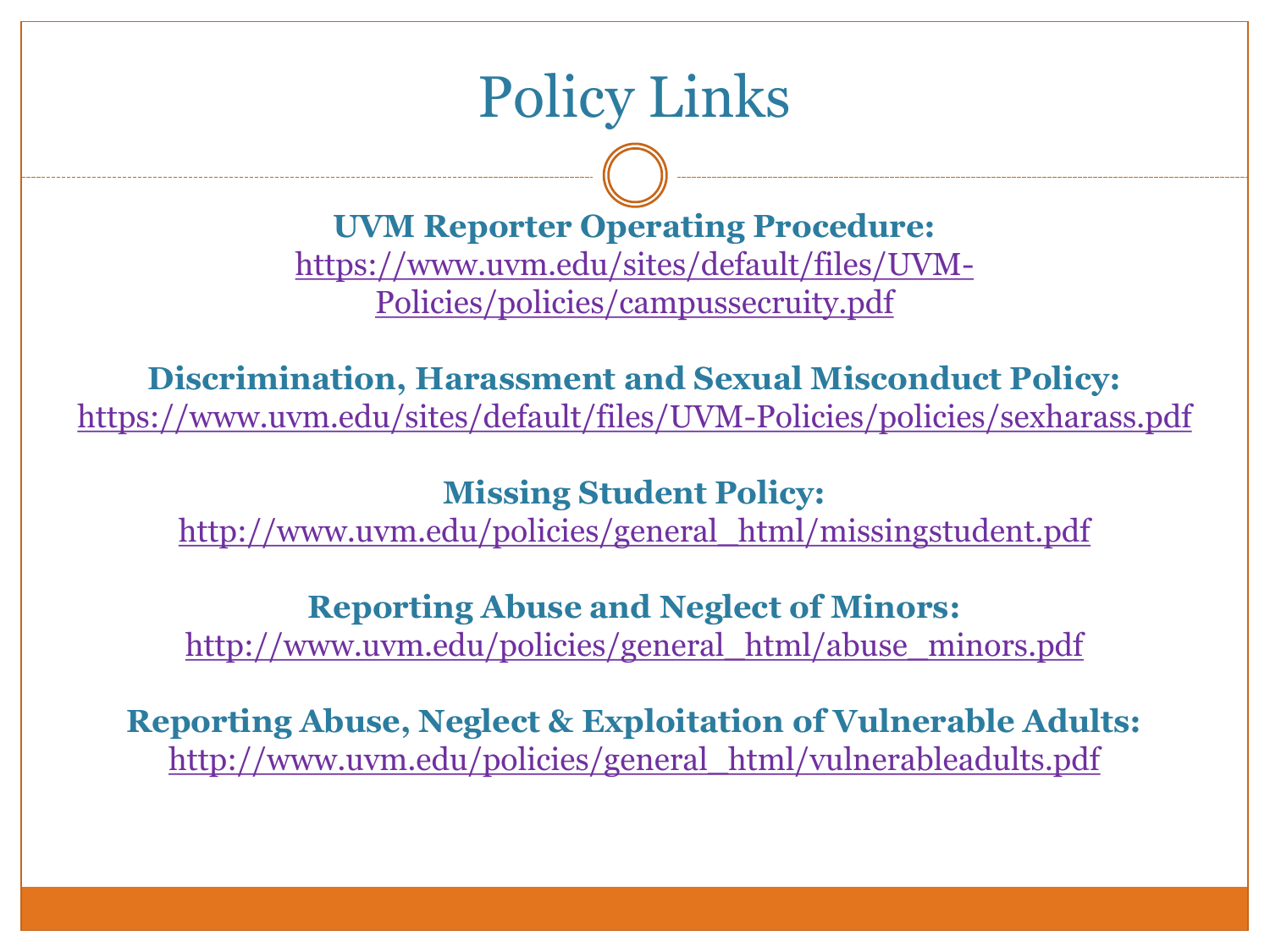# Policy Links

**UVM Reporter Operating Procedure:**
https://www.uvm.edu/sites/default/files/UVM-Policies/policies/campussecruity.pdf

**Discrimination, Harassment and Sexual Misconduct Policy:**
https://www.uvm.edu/sites/default/files/UVM-Policies/policies/sexharass.pdf

**Missing Student Policy:**
http://www.uvm.edu/policies/general_html/missingstudent.pdf

**Reporting Abuse and Neglect of Minors:**
http://www.uvm.edu/policies/general_html/abuse_minors.pdf

**Reporting Abuse, Neglect & Exploitation of Vulnerable Adults:**
http://www.uvm.edu/policies/general_html/vulnerableadults.pdf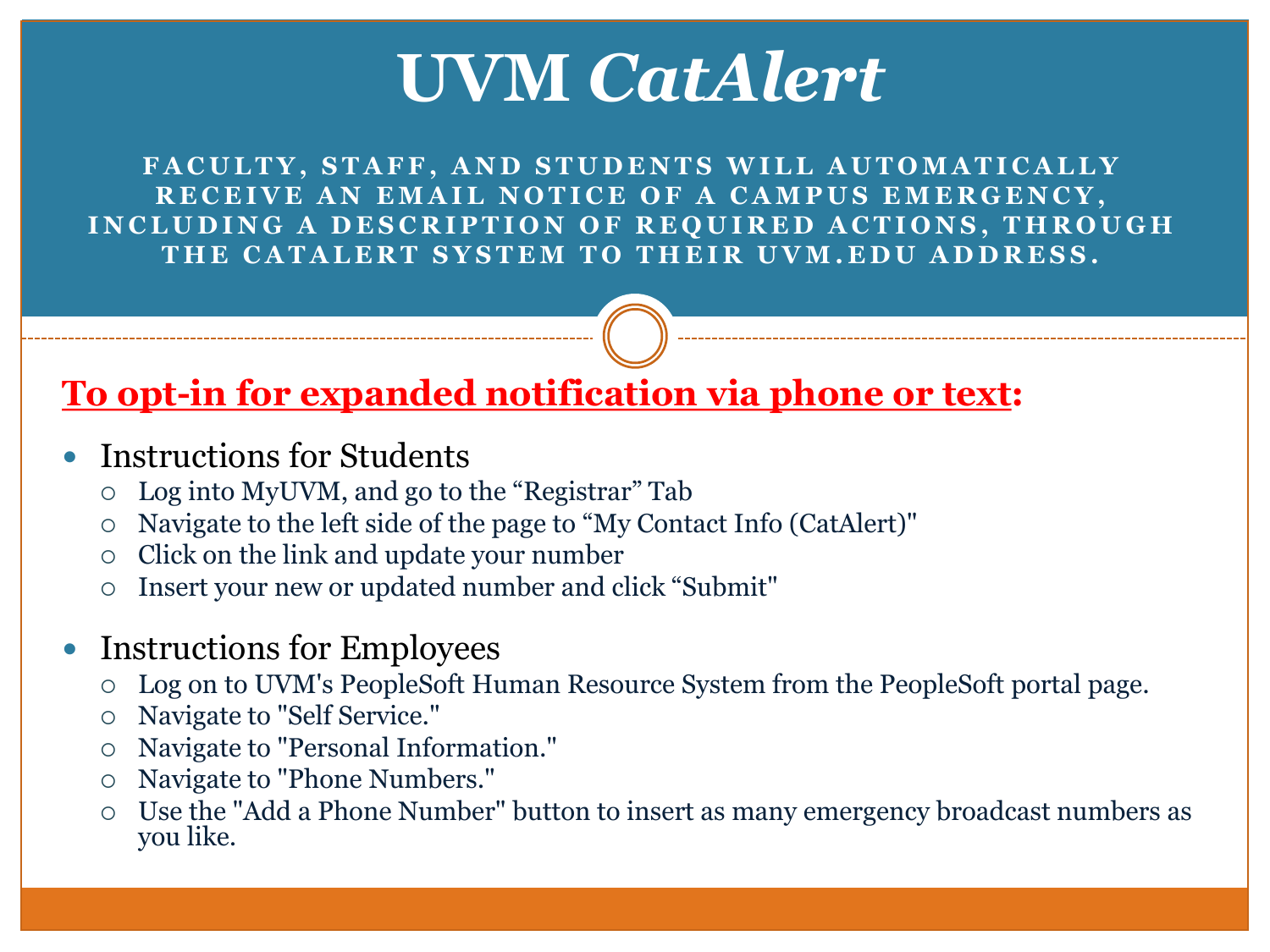# UVM *CatAlert*

**FACULTY, STAFF, AND STUDENTS WILL AUTOMATICALLY RECEIVE AN EMAIL NOTICE OF A CAMPUS EMERGENCY, INCLUDING A DESCRIPTION OF REQUIRED ACTIONS, THROUGH THE CATALERT SYSTEM TO THEIR UVM.EDU ADDRESS.**

## To opt-in for expanded notification via phone or text:

- Instructions for Students
  - Log into MyUVM, and go to the “Registrar” Tab
  - Navigate to the left side of the page to “My Contact Info (CatAlert)"
  - Click on the link and update your number
  - Insert your new or updated number and click “Submit"
- Instructions for Employees
  - Log on to UVM's PeopleSoft Human Resource System from the PeopleSoft portal page.
  - Navigate to "Self Service."
  - Navigate to "Personal Information."
  - Navigate to "Phone Numbers."
  - Use the "Add a Phone Number" button to insert as many emergency broadcast numbers as you like.